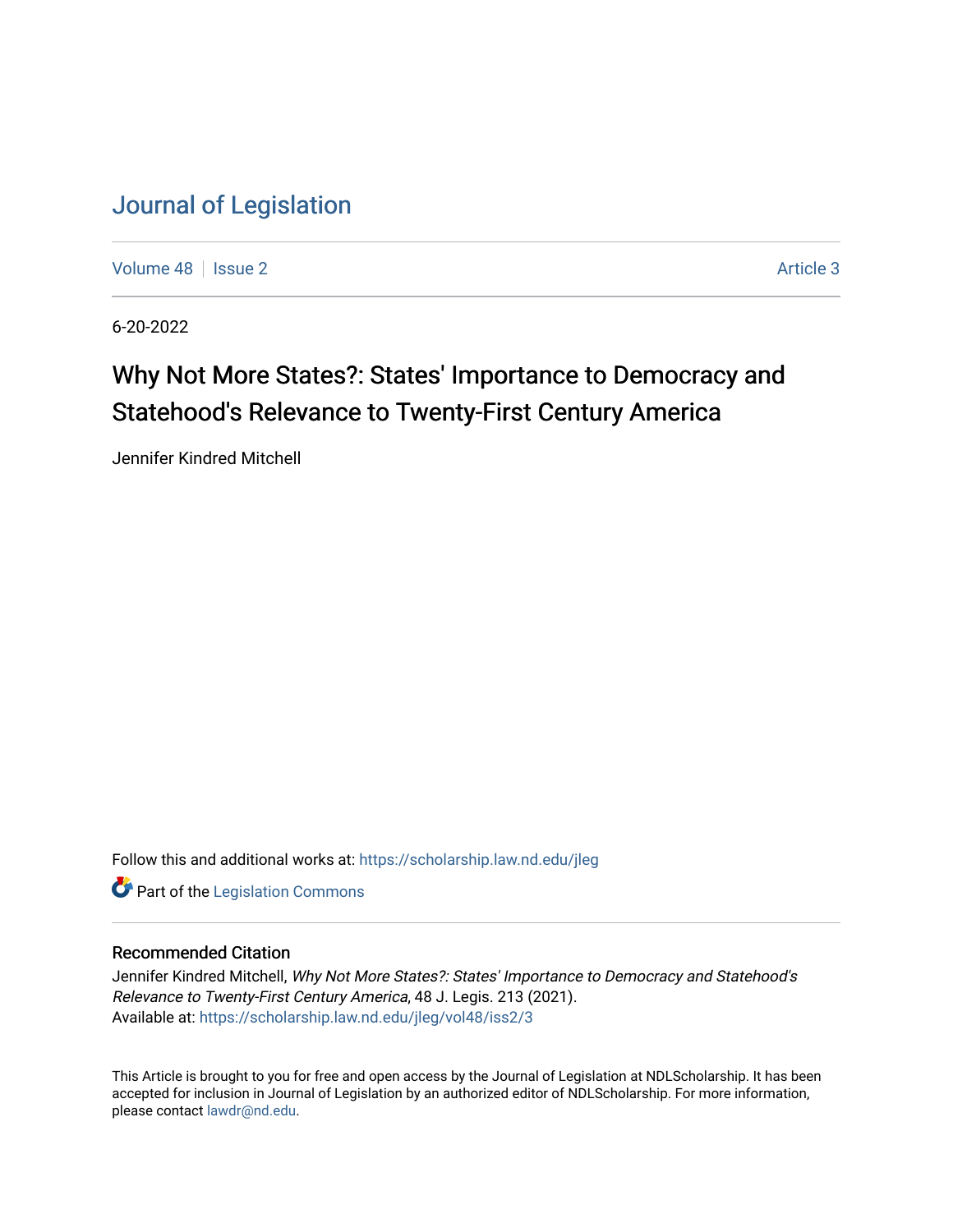# Journal of Legislation

Volume 48 | Issue 2 | Article 3

6-20-2022

## Why Not More States?: States' Importance to Democracy and Statehood's Relevance to Twenty-First Century America

Jennifer Kindred Mitchell

Follow this and additional works at: https://scholarship.law.nd.edu/jleg

Part of the Legislation Commons

### Recommended Citation

Jennifer Kindred Mitchell, *Why Not More States?: States' Importance to Democracy and Statehood's Relevance to Twenty-First Century America*, 48 J. Legis. 213 (2021).
Available at: https://scholarship.law.nd.edu/jleg/vol48/iss2/3

This Article is brought to you for free and open access by the Journal of Legislation at NDLScholarship. It has been accepted for inclusion in Journal of Legislation by an authorized editor of NDLScholarship. For more information, please contact lawdr@nd.edu.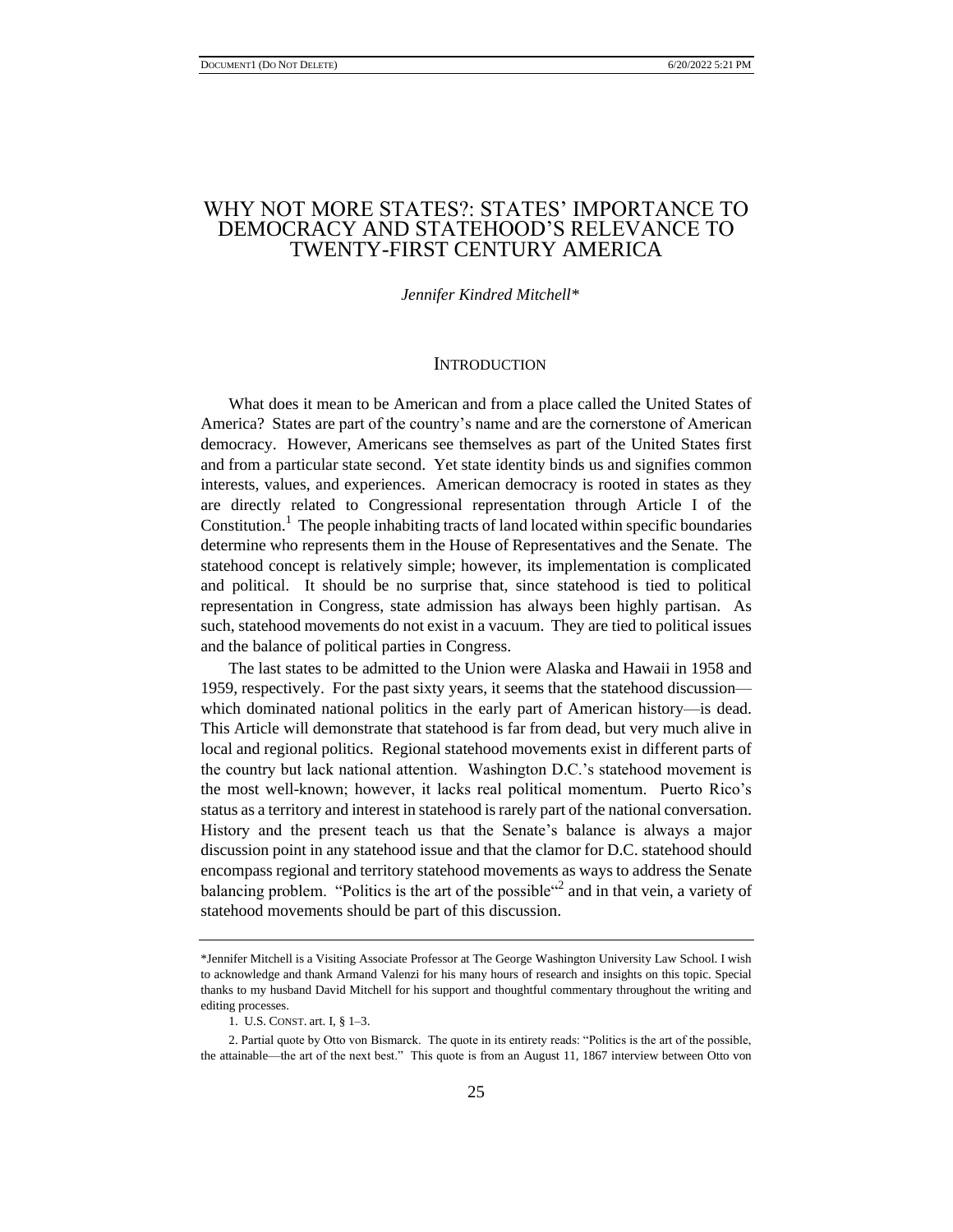# WHY NOT MORE STATES?: STATES' IMPORTANCE TO DEMOCRACY AND STATEHOOD'S RELEVANCE TO TWENTY-FIRST CENTURY AMERICA

*Jennifer Kindred Mitchell\**

## INTRODUCTION

What does it mean to be American and from a place called the United States of America? States are part of the country's name and are the cornerstone of American democracy. However, Americans see themselves as part of the United States first and from a particular state second. Yet state identity binds us and signifies common interests, values, and experiences. American democracy is rooted in states as they are directly related to Congressional representation through Article I of the Constitution.[1] The people inhabiting tracts of land located within specific boundaries determine who represents them in the House of Representatives and the Senate. The statehood concept is relatively simple; however, its implementation is complicated and political. It should be no surprise that, since statehood is tied to political representation in Congress, state admission has always been highly partisan. As such, statehood movements do not exist in a vacuum. They are tied to political issues and the balance of political parties in Congress.

The last states to be admitted to the Union were Alaska and Hawaii in 1958 and 1959, respectively. For the past sixty years, it seems that the statehood discussion—which dominated national politics in the early part of American history—is dead. This Article will demonstrate that statehood is far from dead, but very much alive in local and regional politics. Regional statehood movements exist in different parts of the country but lack national attention. Washington D.C.'s statehood movement is the most well-known; however, it lacks real political momentum. Puerto Rico's status as a territory and interest in statehood is rarely part of the national conversation. History and the present teach us that the Senate's balance is always a major discussion point in any statehood issue and that the clamor for D.C. statehood should encompass regional and territory statehood movements as ways to address the Senate balancing problem. "Politics is the art of the possible"[2] and in that vein, a variety of statehood movements should be part of this discussion.

---

\*Jennifer Mitchell is a Visiting Associate Professor at The George Washington University Law School. I wish to acknowledge and thank Armand Valenzi for his many hours of research and insights on this topic. Special thanks to my husband David Mitchell for his support and thoughtful commentary throughout the writing and editing processes.

1. U.S. CONST. art. I, § 1–3.

2. Partial quote by Otto von Bismarck. The quote in its entirety reads: "Politics is the art of the possible, the attainable—the art of the next best." This quote is from an August 11, 1867 interview between Otto von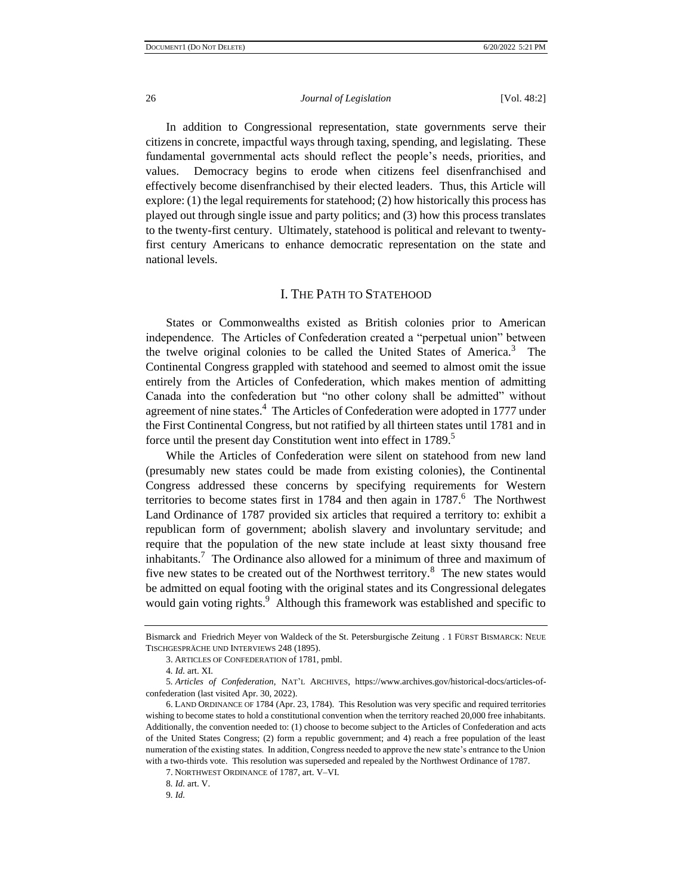In addition to Congressional representation, state governments serve their citizens in concrete, impactful ways through taxing, spending, and legislating. These fundamental governmental acts should reflect the people's needs, priorities, and values. Democracy begins to erode when citizens feel disenfranchised and effectively become disenfranchised by their elected leaders. Thus, this Article will explore: (1) the legal requirements for statehood; (2) how historically this process has played out through single issue and party politics; and (3) how this process translates to the twenty-first century. Ultimately, statehood is political and relevant to twenty-first century Americans to enhance democratic representation on the state and national levels.

## I. THE PATH TO STATEHOOD

States or Commonwealths existed as British colonies prior to American independence. The Articles of Confederation created a "perpetual union" between the twelve original colonies to be called the United States of America.[3] The Continental Congress grappled with statehood and seemed to almost omit the issue entirely from the Articles of Confederation, which makes mention of admitting Canada into the confederation but "no other colony shall be admitted" without agreement of nine states.[4] The Articles of Confederation were adopted in 1777 under the First Continental Congress, but not ratified by all thirteen states until 1781 and in force until the present day Constitution went into effect in 1789.[5]

While the Articles of Confederation were silent on statehood from new land (presumably new states could be made from existing colonies), the Continental Congress addressed these concerns by specifying requirements for Western territories to become states first in 1784 and then again in 1787.[6] The Northwest Land Ordinance of 1787 provided six articles that required a territory to: exhibit a republican form of government; abolish slavery and involuntary servitude; and require that the population of the new state include at least sixty thousand free inhabitants.[7] The Ordinance also allowed for a minimum of three and maximum of five new states to be created out of the Northwest territory.[8] The new states would be admitted on equal footing with the original states and its Congressional delegates would gain voting rights.[9] Although this framework was established and specific to

---

Bismarck and Friedrich Meyer von Waldeck of the St. Petersburgische Zeitung . 1 FÜRST BISMARCK: NEUE TISCHGESPRÄCHE UND INTERVIEWS 248 (1895).

3. ARTICLES OF CONFEDERATION of 1781, pmbl.

4. *Id.* art. XI.

5. *Articles of Confederation*, NAT'L ARCHIVES, https://www.archives.gov/historical-docs/articles-of-confederation (last visited Apr. 30, 2022).

6. LAND ORDINANCE OF 1784 (Apr. 23, 1784). This Resolution was very specific and required territories wishing to become states to hold a constitutional convention when the territory reached 20,000 free inhabitants. Additionally, the convention needed to: (1) choose to become subject to the Articles of Confederation and acts of the United States Congress; (2) form a republic government; and 4) reach a free population of the least numeration of the existing states. In addition, Congress needed to approve the new state's entrance to the Union with a two-thirds vote. This resolution was superseded and repealed by the Northwest Ordinance of 1787.

7. NORTHWEST ORDINANCE of 1787, art. V–VI.

8. *Id.* art. V.

9. *Id.*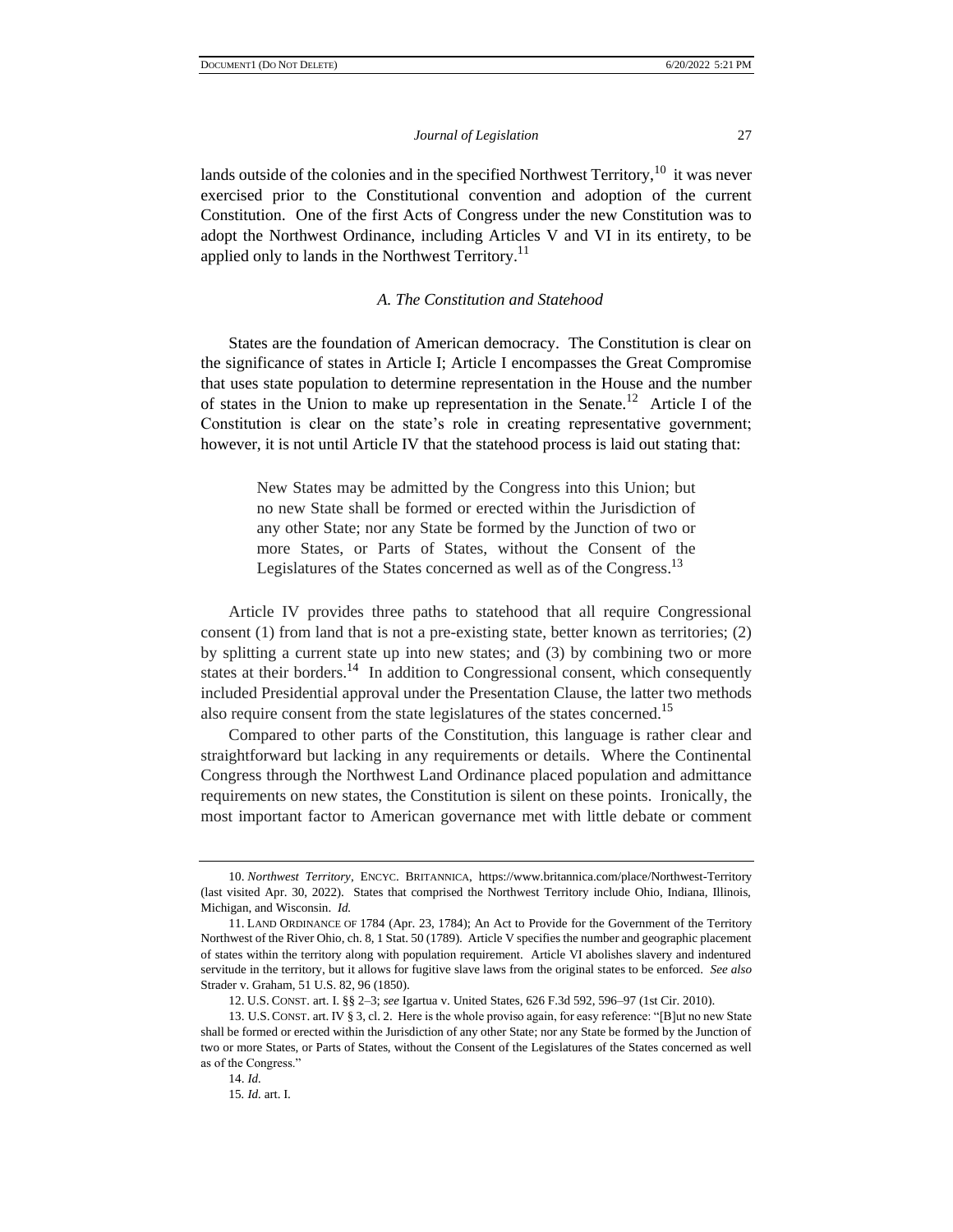lands outside of the colonies and in the specified Northwest Territory,[10] it was never exercised prior to the Constitutional convention and adoption of the current Constitution. One of the first Acts of Congress under the new Constitution was to adopt the Northwest Ordinance, including Articles V and VI in its entirety, to be applied only to lands in the Northwest Territory.[11]

### *A. The Constitution and Statehood*

States are the foundation of American democracy. The Constitution is clear on the significance of states in Article I; Article I encompasses the Great Compromise that uses state population to determine representation in the House and the number of states in the Union to make up representation in the Senate.[12] Article I of the Constitution is clear on the state's role in creating representative government; however, it is not until Article IV that the statehood process is laid out stating that:

> New States may be admitted by the Congress into this Union; but no new State shall be formed or erected within the Jurisdiction of any other State; nor any State be formed by the Junction of two or more States, or Parts of States, without the Consent of the Legislatures of the States concerned as well as of the Congress.[13]

Article IV provides three paths to statehood that all require Congressional consent (1) from land that is not a pre-existing state, better known as territories; (2) by splitting a current state up into new states; and (3) by combining two or more states at their borders.[14] In addition to Congressional consent, which consequently included Presidential approval under the Presentation Clause, the latter two methods also require consent from the state legislatures of the states concerned.[15]

Compared to other parts of the Constitution, this language is rather clear and straightforward but lacking in any requirements or details. Where the Continental Congress through the Northwest Land Ordinance placed population and admittance requirements on new states, the Constitution is silent on these points. Ironically, the most important factor to American governance met with little debate or comment

---

10. *Northwest Territory*, ENCYC. BRITANNICA, https://www.britannica.com/place/Northwest-Territory (last visited Apr. 30, 2022). States that comprised the Northwest Territory include Ohio, Indiana, Illinois, Michigan, and Wisconsin. *Id.*

11. LAND ORDINANCE OF 1784 (Apr. 23, 1784); An Act to Provide for the Government of the Territory Northwest of the River Ohio, ch. 8, 1 Stat. 50 (1789). Article V specifies the number and geographic placement of states within the territory along with population requirement. Article VI abolishes slavery and indentured servitude in the territory, but it allows for fugitive slave laws from the original states to be enforced. *See also* Strader v. Graham, 51 U.S. 82, 96 (1850).

12. U.S. CONST. art. I. §§ 2–3; *see* Igartua v. United States, 626 F.3d 592, 596–97 (1st Cir. 2010).

13. U.S. CONST. art. IV § 3, cl. 2. Here is the whole proviso again, for easy reference: "[B]ut no new State shall be formed or erected within the Jurisdiction of any other State; nor any State be formed by the Junction of two or more States, or Parts of States, without the Consent of the Legislatures of the States concerned as well as of the Congress."

14. *Id.*

15. *Id.* art. I.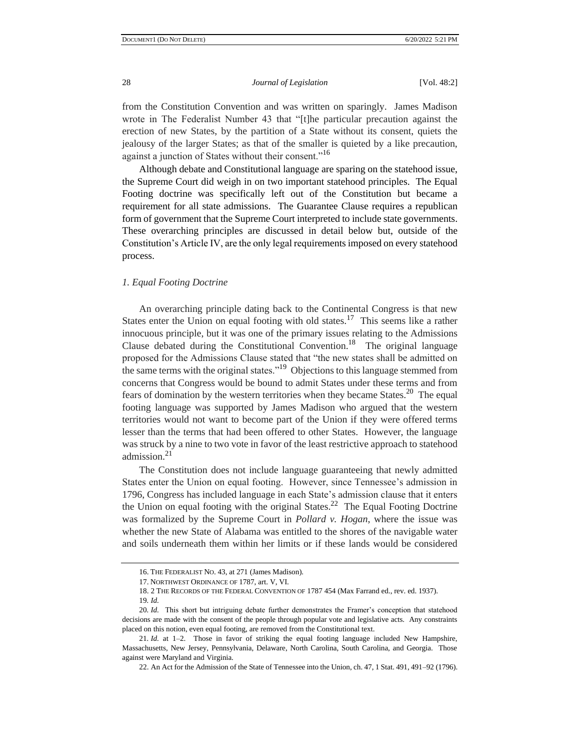from the Constitution Convention and was written on sparingly. James Madison wrote in The Federalist Number 43 that "[t]he particular precaution against the erection of new States, by the partition of a State without its consent, quiets the jealousy of the larger States; as that of the smaller is quieted by a like precaution, against a junction of States without their consent."[16]

Although debate and Constitutional language are sparing on the statehood issue, the Supreme Court did weigh in on two important statehood principles. The Equal Footing doctrine was specifically left out of the Constitution but became a requirement for all state admissions. The Guarantee Clause requires a republican form of government that the Supreme Court interpreted to include state governments. These overarching principles are discussed in detail below but, outside of the Constitution's Article IV, are the only legal requirements imposed on every statehood process.

### *1. Equal Footing Doctrine*

An overarching principle dating back to the Continental Congress is that new States enter the Union on equal footing with old states.[17] This seems like a rather innocuous principle, but it was one of the primary issues relating to the Admissions Clause debated during the Constitutional Convention.[18] The original language proposed for the Admissions Clause stated that "the new states shall be admitted on the same terms with the original states."[19] Objections to this language stemmed from concerns that Congress would be bound to admit States under these terms and from fears of domination by the western territories when they became States.[20] The equal footing language was supported by James Madison who argued that the western territories would not want to become part of the Union if they were offered terms lesser than the terms that had been offered to other States. However, the language was struck by a nine to two vote in favor of the least restrictive approach to statehood admission.[21]

The Constitution does not include language guaranteeing that newly admitted States enter the Union on equal footing. However, since Tennessee's admission in 1796, Congress has included language in each State's admission clause that it enters the Union on equal footing with the original States.[22] The Equal Footing Doctrine was formalized by the Supreme Court in *Pollard v. Hogan*, where the issue was whether the new State of Alabama was entitled to the shores of the navigable water and soils underneath them within her limits or if these lands would be considered

---

16. THE FEDERALIST NO. 43, at 271 (James Madison).

17. NORTHWEST ORDINANCE OF 1787, art. V, VI.

18. 2 THE RECORDS OF THE FEDERAL CONVENTION OF 1787 454 (Max Farrand ed., rev. ed. 1937).

19. *Id.*

20. *Id.* This short but intriguing debate further demonstrates the Framer's conception that statehood decisions are made with the consent of the people through popular vote and legislative acts. Any constraints placed on this notion, even equal footing, are removed from the Constitutional text.

21. *Id.* at 1–2. Those in favor of striking the equal footing language included New Hampshire, Massachusetts, New Jersey, Pennsylvania, Delaware, North Carolina, South Carolina, and Georgia. Those against were Maryland and Virginia.

22. An Act for the Admission of the State of Tennessee into the Union, ch. 47, 1 Stat. 491, 491–92 (1796).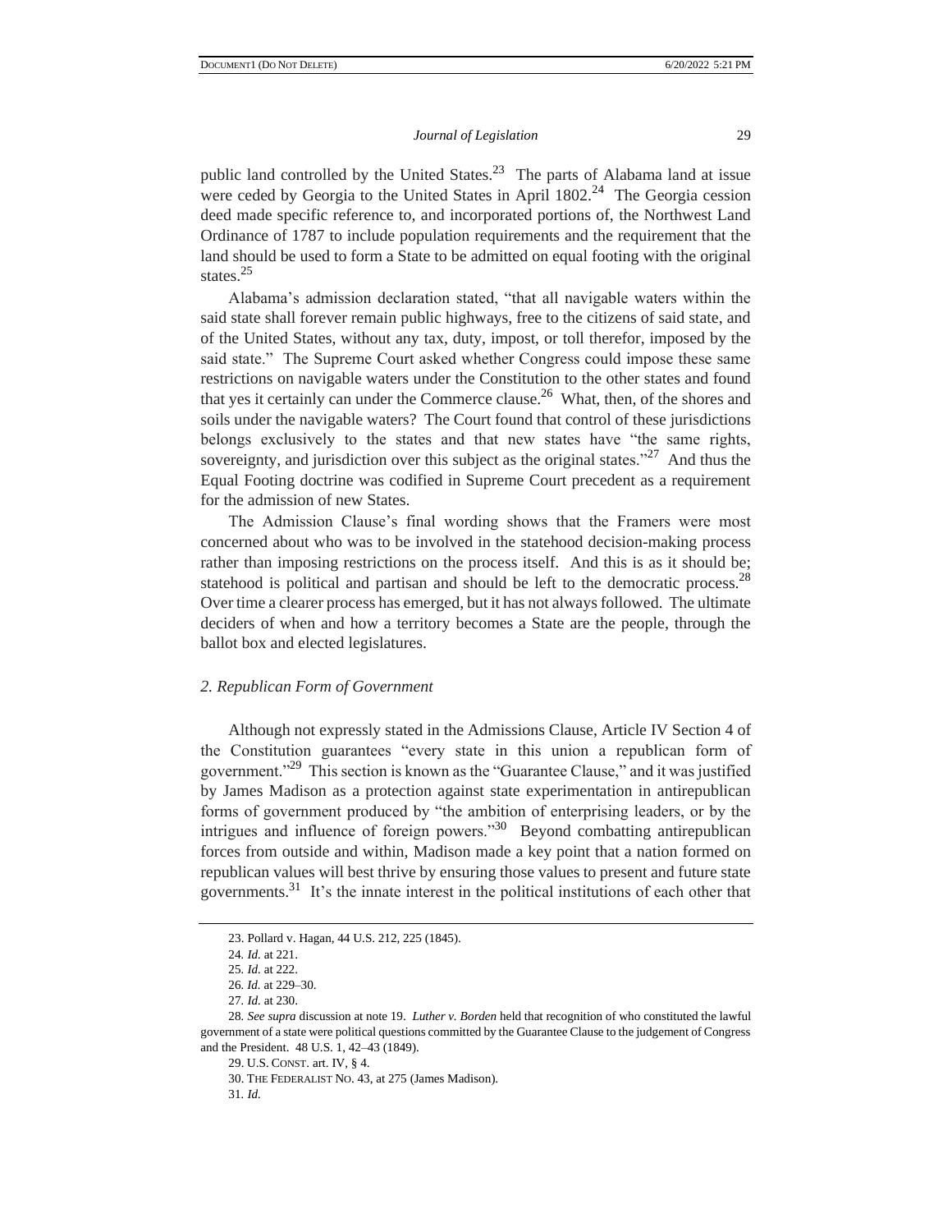public land controlled by the United States.[23] The parts of Alabama land at issue were ceded by Georgia to the United States in April 1802.[24] The Georgia cession deed made specific reference to, and incorporated portions of, the Northwest Land Ordinance of 1787 to include population requirements and the requirement that the land should be used to form a State to be admitted on equal footing with the original states.[25]

Alabama's admission declaration stated, "that all navigable waters within the said state shall forever remain public highways, free to the citizens of said state, and of the United States, without any tax, duty, impost, or toll therefor, imposed by the said state." The Supreme Court asked whether Congress could impose these same restrictions on navigable waters under the Constitution to the other states and found that yes it certainly can under the Commerce clause.[26] What, then, of the shores and soils under the navigable waters? The Court found that control of these jurisdictions belongs exclusively to the states and that new states have "the same rights, sovereignty, and jurisdiction over this subject as the original states."[27] And thus the Equal Footing doctrine was codified in Supreme Court precedent as a requirement for the admission of new States.

The Admission Clause's final wording shows that the Framers were most concerned about who was to be involved in the statehood decision-making process rather than imposing restrictions on the process itself. And this is as it should be; statehood is political and partisan and should be left to the democratic process.[28] Over time a clearer process has emerged, but it has not always followed. The ultimate deciders of when and how a territory becomes a State are the people, through the ballot box and elected legislatures.

### *2. Republican Form of Government*

Although not expressly stated in the Admissions Clause, Article IV Section 4 of the Constitution guarantees "every state in this union a republican form of government."[29] This section is known as the "Guarantee Clause," and it was justified by James Madison as a protection against state experimentation in antirepublican forms of government produced by "the ambition of enterprising leaders, or by the intrigues and influence of foreign powers."[30] Beyond combatting antirepublican forces from outside and within, Madison made a key point that a nation formed on republican values will best thrive by ensuring those values to present and future state governments.[31] It's the innate interest in the political institutions of each other that

---

23. Pollard v. Hagan, 44 U.S. 212, 225 (1845).

24. *Id.* at 221.

25. *Id.* at 222.

26. *Id.* at 229–30.

27. *Id.* at 230.

28. *See supra* discussion at note 19. *Luther v. Borden* held that recognition of who constituted the lawful government of a state were political questions committed by the Guarantee Clause to the judgement of Congress and the President. 48 U.S. 1, 42–43 (1849).

29. U.S. CONST. art. IV, § 4.

30. THE FEDERALIST NO. 43, at 275 (James Madison).

31. *Id.*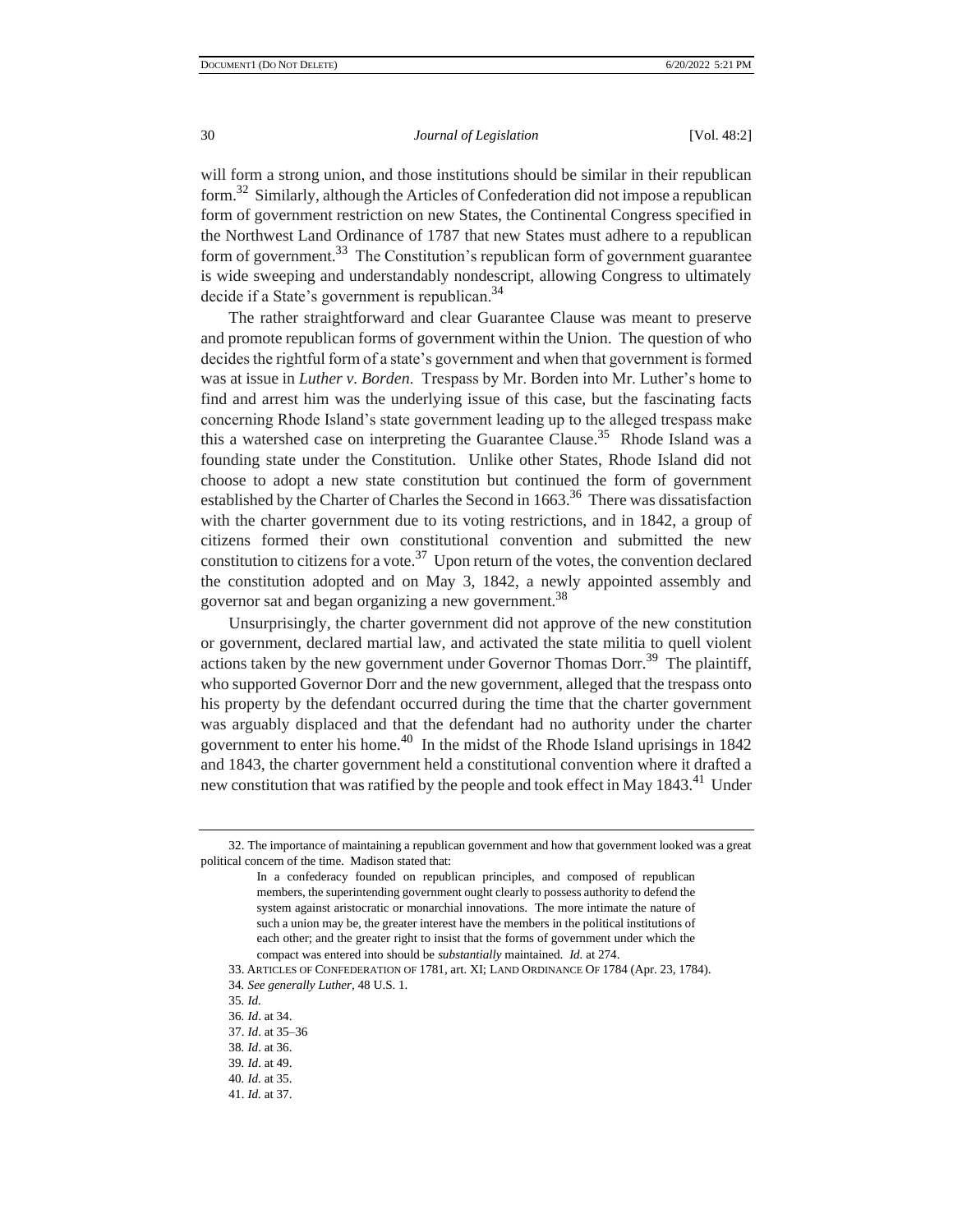will form a strong union, and those institutions should be similar in their republican form.[32] Similarly, although the Articles of Confederation did not impose a republican form of government restriction on new States, the Continental Congress specified in the Northwest Land Ordinance of 1787 that new States must adhere to a republican form of government.[33] The Constitution's republican form of government guarantee is wide sweeping and understandably nondescript, allowing Congress to ultimately decide if a State's government is republican.[34]

The rather straightforward and clear Guarantee Clause was meant to preserve and promote republican forms of government within the Union. The question of who decides the rightful form of a state's government and when that government is formed was at issue in *Luther v. Borden*. Trespass by Mr. Borden into Mr. Luther's home to find and arrest him was the underlying issue of this case, but the fascinating facts concerning Rhode Island's state government leading up to the alleged trespass make this a watershed case on interpreting the Guarantee Clause.[35] Rhode Island was a founding state under the Constitution. Unlike other States, Rhode Island did not choose to adopt a new state constitution but continued the form of government established by the Charter of Charles the Second in 1663.[36] There was dissatisfaction with the charter government due to its voting restrictions, and in 1842, a group of citizens formed their own constitutional convention and submitted the new constitution to citizens for a vote.[37] Upon return of the votes, the convention declared the constitution adopted and on May 3, 1842, a newly appointed assembly and governor sat and began organizing a new government.[38]

Unsurprisingly, the charter government did not approve of the new constitution or government, declared martial law, and activated the state militia to quell violent actions taken by the new government under Governor Thomas Dorr.[39] The plaintiff, who supported Governor Dorr and the new government, alleged that the trespass onto his property by the defendant occurred during the time that the charter government was arguably displaced and that the defendant had no authority under the charter government to enter his home.[40] In the midst of the Rhode Island uprisings in 1842 and 1843, the charter government held a constitutional convention where it drafted a new constitution that was ratified by the people and took effect in May 1843.[41] Under

---

32. The importance of maintaining a republican government and how that government looked was a great political concern of the time. Madison stated that:

> In a confederacy founded on republican principles, and composed of republican members, the superintending government ought clearly to possess authority to defend the system against aristocratic or monarchial innovations. The more intimate the nature of such a union may be, the greater interest have the members in the political institutions of each other; and the greater right to insist that the forms of government under which the compact was entered into should be *substantially* maintained. *Id.* at 274.

33. ARTICLES OF CONFEDERATION OF 1781, art. XI; LAND ORDINANCE OF 1784 (Apr. 23, 1784).

34. *See generally Luther*, 48 U.S. 1.

35. *Id.*

36. *Id*. at 34.

37. *Id*. at 35–36

38. *Id*. at 36.

39. *Id*. at 49.

40. *Id.* at 35.

41. *Id.* at 37.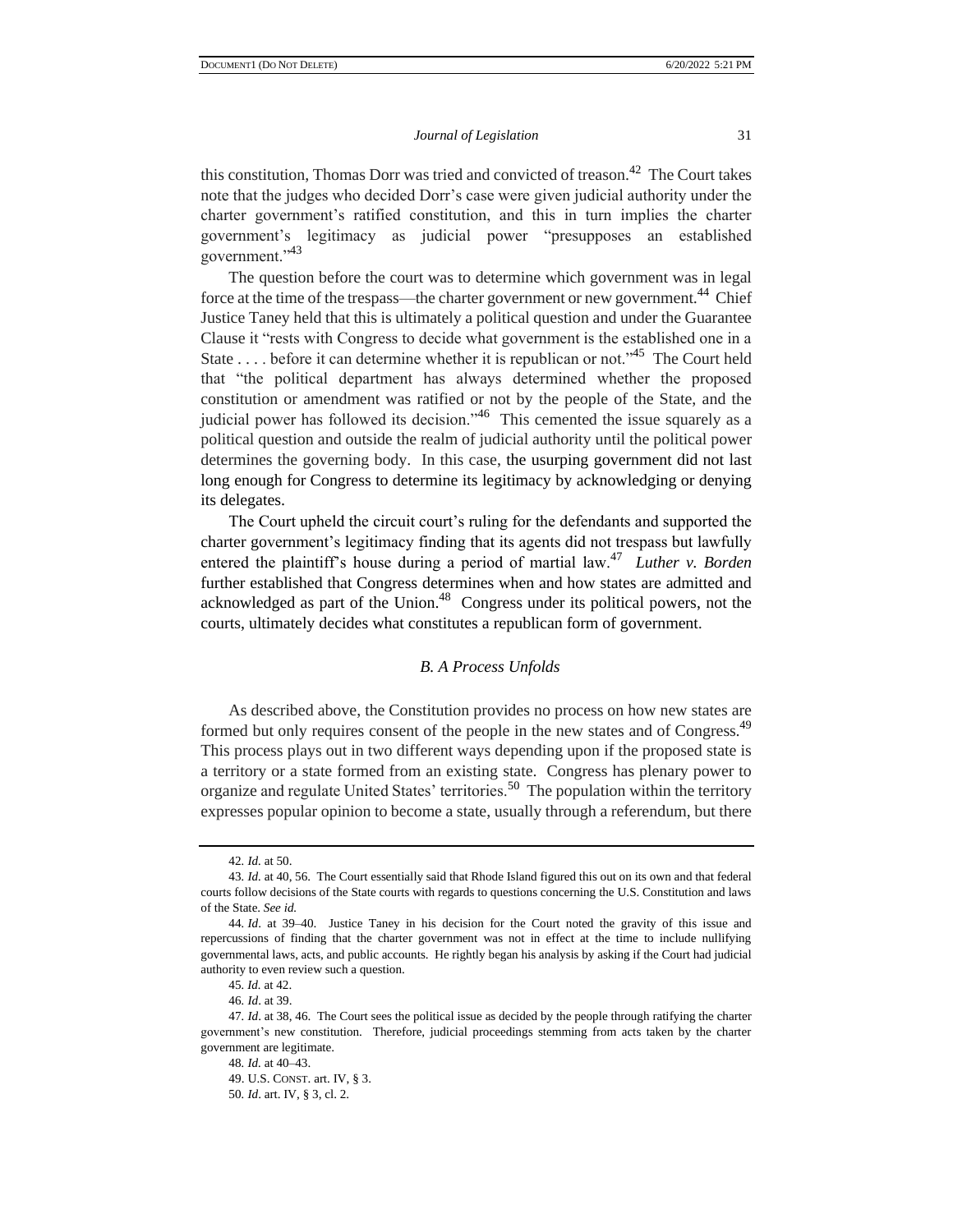this constitution, Thomas Dorr was tried and convicted of treason.[42] The Court takes note that the judges who decided Dorr's case were given judicial authority under the charter government's ratified constitution, and this in turn implies the charter government's legitimacy as judicial power "presupposes an established government."[43]

The question before the court was to determine which government was in legal force at the time of the trespass—the charter government or new government.[44] Chief Justice Taney held that this is ultimately a political question and under the Guarantee Clause it "rests with Congress to decide what government is the established one in a State . . . . before it can determine whether it is republican or not."[45] The Court held that "the political department has always determined whether the proposed constitution or amendment was ratified or not by the people of the State, and the judicial power has followed its decision."[46] This cemented the issue squarely as a political question and outside the realm of judicial authority until the political power determines the governing body. In this case, the usurping government did not last long enough for Congress to determine its legitimacy by acknowledging or denying its delegates.

The Court upheld the circuit court's ruling for the defendants and supported the charter government's legitimacy finding that its agents did not trespass but lawfully entered the plaintiff's house during a period of martial law.[47] *Luther v. Borden* further established that Congress determines when and how states are admitted and acknowledged as part of the Union.[48] Congress under its political powers, not the courts, ultimately decides what constitutes a republican form of government.

### *B. A Process Unfolds*

As described above, the Constitution provides no process on how new states are formed but only requires consent of the people in the new states and of Congress.[49] This process plays out in two different ways depending upon if the proposed state is a territory or a state formed from an existing state. Congress has plenary power to organize and regulate United States' territories.[50] The population within the territory expresses popular opinion to become a state, usually through a referendum, but there

---

42. *Id.* at 50.

43. *Id.* at 40, 56. The Court essentially said that Rhode Island figured this out on its own and that federal courts follow decisions of the State courts with regards to questions concerning the U.S. Constitution and laws of the State. *See id.*

44. *Id*. at 39–40. Justice Taney in his decision for the Court noted the gravity of this issue and repercussions of finding that the charter government was not in effect at the time to include nullifying governmental laws, acts, and public accounts. He rightly began his analysis by asking if the Court had judicial authority to even review such a question.

45. *Id.* at 42.

46. *Id*. at 39.

47. *Id*. at 38, 46. The Court sees the political issue as decided by the people through ratifying the charter government's new constitution. Therefore, judicial proceedings stemming from acts taken by the charter government are legitimate.

48. *Id.* at 40–43.

49. U.S. CONST. art. IV, § 3.

50. *Id*. art. IV, § 3, cl. 2.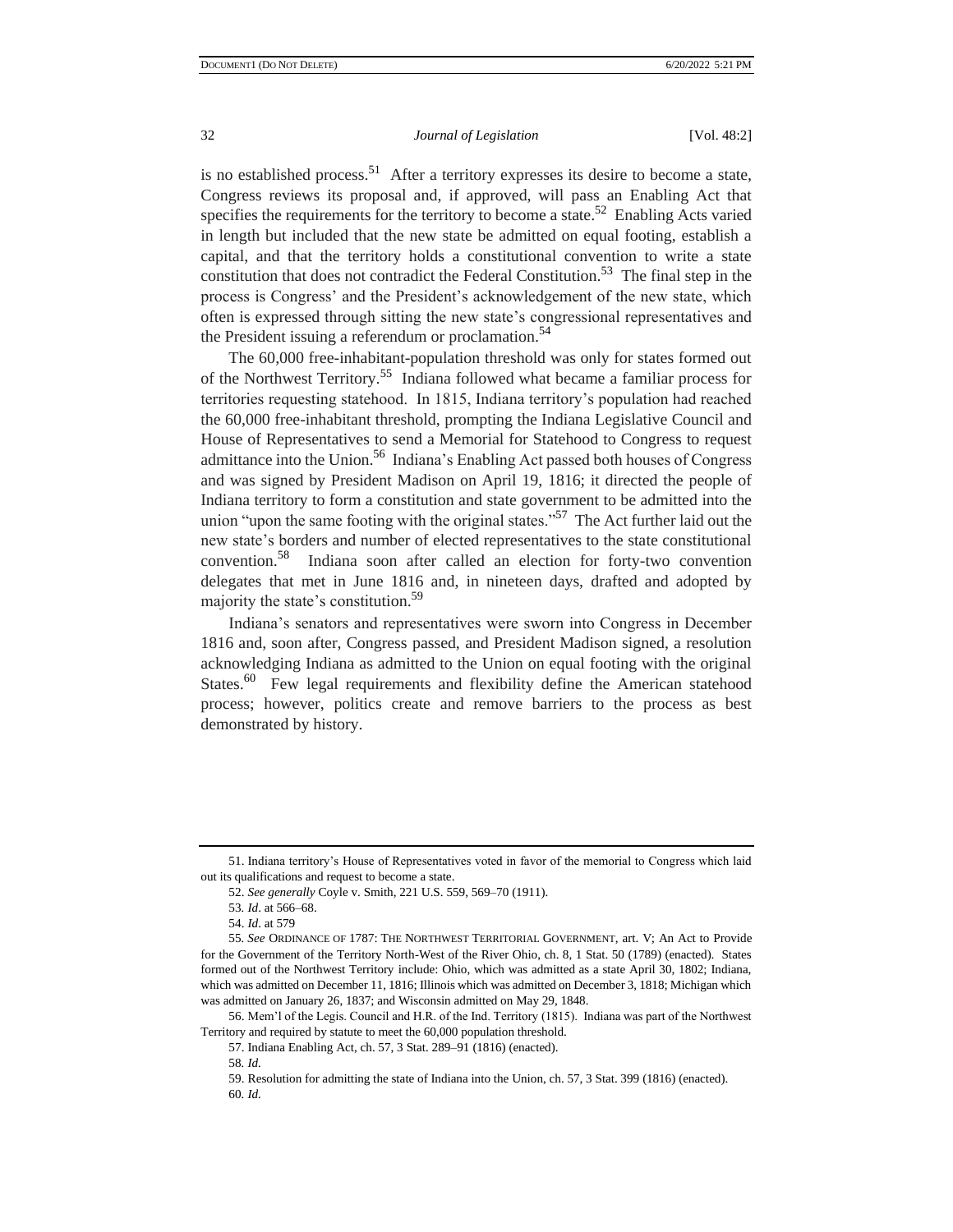is no established process.[51] After a territory expresses its desire to become a state, Congress reviews its proposal and, if approved, will pass an Enabling Act that specifies the requirements for the territory to become a state.[52] Enabling Acts varied in length but included that the new state be admitted on equal footing, establish a capital, and that the territory holds a constitutional convention to write a state constitution that does not contradict the Federal Constitution.[53] The final step in the process is Congress' and the President's acknowledgement of the new state, which often is expressed through sitting the new state's congressional representatives and the President issuing a referendum or proclamation.[54]

The 60,000 free-inhabitant-population threshold was only for states formed out of the Northwest Territory.[55] Indiana followed what became a familiar process for territories requesting statehood. In 1815, Indiana territory's population had reached the 60,000 free-inhabitant threshold, prompting the Indiana Legislative Council and House of Representatives to send a Memorial for Statehood to Congress to request admittance into the Union.[56] Indiana's Enabling Act passed both houses of Congress and was signed by President Madison on April 19, 1816; it directed the people of Indiana territory to form a constitution and state government to be admitted into the union "upon the same footing with the original states."[57] The Act further laid out the new state's borders and number of elected representatives to the state constitutional convention.[58] Indiana soon after called an election for forty-two convention delegates that met in June 1816 and, in nineteen days, drafted and adopted by majority the state's constitution.[59]

Indiana's senators and representatives were sworn into Congress in December 1816 and, soon after, Congress passed, and President Madison signed, a resolution acknowledging Indiana as admitted to the Union on equal footing with the original States.[60] Few legal requirements and flexibility define the American statehood process; however, politics create and remove barriers to the process as best demonstrated by history.

---

51. Indiana territory's House of Representatives voted in favor of the memorial to Congress which laid out its qualifications and request to become a state.

52. *See generally* Coyle v. Smith, 221 U.S. 559, 569–70 (1911).

53. *Id*. at 566–68.

54. *Id*. at 579

55. *See* ORDINANCE OF 1787: THE NORTHWEST TERRITORIAL GOVERNMENT, art. V; An Act to Provide for the Government of the Territory North-West of the River Ohio, ch. 8, 1 Stat. 50 (1789) (enacted). States formed out of the Northwest Territory include: Ohio, which was admitted as a state April 30, 1802; Indiana, which was admitted on December 11, 1816; Illinois which was admitted on December 3, 1818; Michigan which was admitted on January 26, 1837; and Wisconsin admitted on May 29, 1848.

56. Mem'l of the Legis. Council and H.R. of the Ind. Territory (1815). Indiana was part of the Northwest Territory and required by statute to meet the 60,000 population threshold.

57. Indiana Enabling Act, ch. 57, 3 Stat. 289–91 (1816) (enacted).

58. *Id.*

59. Resolution for admitting the state of Indiana into the Union, ch. 57, 3 Stat. 399 (1816) (enacted).

60. *Id.*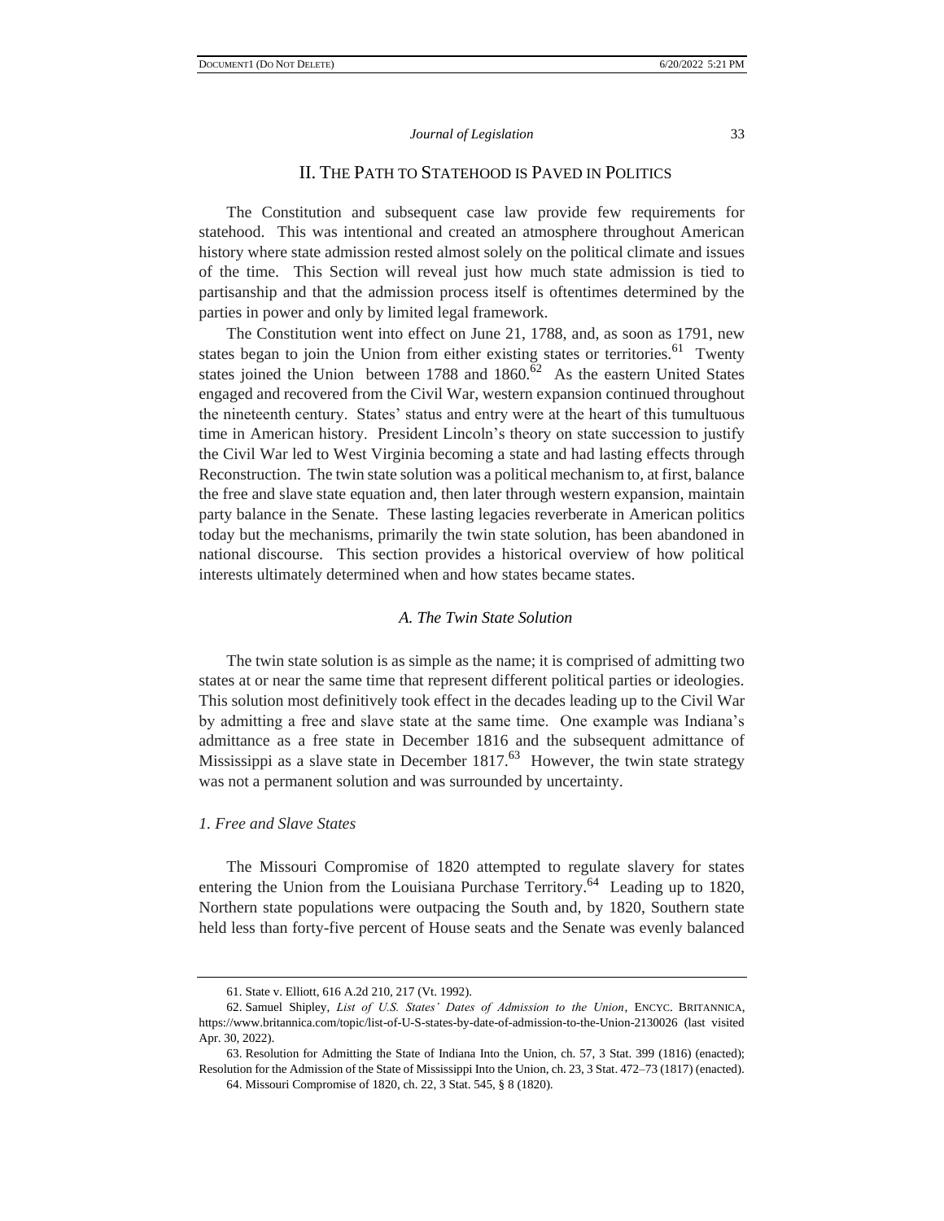## II. The Path to Statehood is Paved in Politics

The Constitution and subsequent case law provide few requirements for statehood. This was intentional and created an atmosphere throughout American history where state admission rested almost solely on the political climate and issues of the time. This Section will reveal just how much state admission is tied to partisanship and that the admission process itself is oftentimes determined by the parties in power and only by limited legal framework.

The Constitution went into effect on June 21, 1788, and, as soon as 1791, new states began to join the Union from either existing states or territories.[61] Twenty states joined the Union between 1788 and 1860.[62] As the eastern United States engaged and recovered from the Civil War, western expansion continued throughout the nineteenth century. States' status and entry were at the heart of this tumultuous time in American history. President Lincoln's theory on state succession to justify the Civil War led to West Virginia becoming a state and had lasting effects through Reconstruction. The twin state solution was a political mechanism to, at first, balance the free and slave state equation and, then later through western expansion, maintain party balance in the Senate. These lasting legacies reverberate in American politics today but the mechanisms, primarily the twin state solution, has been abandoned in national discourse. This section provides a historical overview of how political interests ultimately determined when and how states became states.

### *A. The Twin State Solution*

The twin state solution is as simple as the name; it is comprised of admitting two states at or near the same time that represent different political parties or ideologies. This solution most definitively took effect in the decades leading up to the Civil War by admitting a free and slave state at the same time. One example was Indiana's admittance as a free state in December 1816 and the subsequent admittance of Mississippi as a slave state in December 1817.[63] However, the twin state strategy was not a permanent solution and was surrounded by uncertainty.

#### *1. Free and Slave States*

The Missouri Compromise of 1820 attempted to regulate slavery for states entering the Union from the Louisiana Purchase Territory.[64] Leading up to 1820, Northern state populations were outpacing the South and, by 1820, Southern state held less than forty-five percent of House seats and the Senate was evenly balanced

---

61. State v. Elliott, 616 A.2d 210, 217 (Vt. 1992).

62. Samuel Shipley, *List of U.S. States' Dates of Admission to the Union*, ENCYC. BRITANNICA, https://www.britannica.com/topic/list-of-U-S-states-by-date-of-admission-to-the-Union-2130026 (last visited Apr. 30, 2022).

63. Resolution for Admitting the State of Indiana Into the Union, ch. 57, 3 Stat. 399 (1816) (enacted); Resolution for the Admission of the State of Mississippi Into the Union, ch. 23, 3 Stat. 472–73 (1817) (enacted).

64. Missouri Compromise of 1820, ch. 22, 3 Stat. 545, § 8 (1820).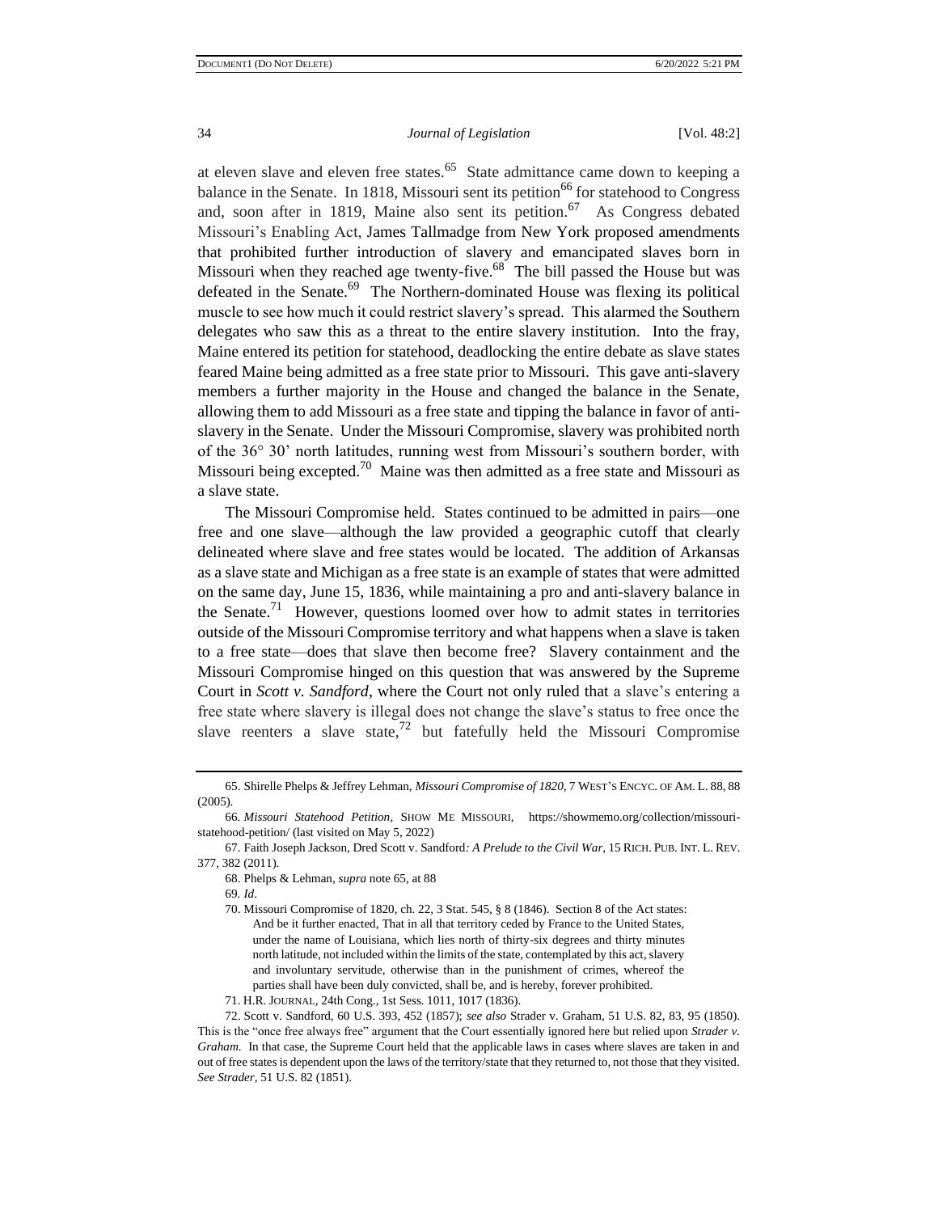at eleven slave and eleven free states.[65] State admittance came down to keeping a balance in the Senate. In 1818, Missouri sent its petition[66] for statehood to Congress and, soon after in 1819, Maine also sent its petition.[67] As Congress debated Missouri's Enabling Act, James Tallmadge from New York proposed amendments that prohibited further introduction of slavery and emancipated slaves born in Missouri when they reached age twenty-five.[68] The bill passed the House but was defeated in the Senate.[69] The Northern-dominated House was flexing its political muscle to see how much it could restrict slavery's spread. This alarmed the Southern delegates who saw this as a threat to the entire slavery institution. Into the fray, Maine entered its petition for statehood, deadlocking the entire debate as slave states feared Maine being admitted as a free state prior to Missouri. This gave anti-slavery members a further majority in the House and changed the balance in the Senate, allowing them to add Missouri as a free state and tipping the balance in favor of anti-slavery in the Senate. Under the Missouri Compromise, slavery was prohibited north of the 36° 30' north latitudes, running west from Missouri's southern border, with Missouri being excepted.[70] Maine was then admitted as a free state and Missouri as a slave state.

The Missouri Compromise held. States continued to be admitted in pairs—one free and one slave—although the law provided a geographic cutoff that clearly delineated where slave and free states would be located. The addition of Arkansas as a slave state and Michigan as a free state is an example of states that were admitted on the same day, June 15, 1836, while maintaining a pro and anti-slavery balance in the Senate.[71] However, questions loomed over how to admit states in territories outside of the Missouri Compromise territory and what happens when a slave is taken to a free state—does that slave then become free? Slavery containment and the Missouri Compromise hinged on this question that was answered by the Supreme Court in *Scott v. Sandford*, where the Court not only ruled that a slave's entering a free state where slavery is illegal does not change the slave's status to free once the slave reenters a slave state,[72] but fatefully held the Missouri Compromise

---

65. Shirelle Phelps & Jeffrey Lehman, *Missouri Compromise of 1820*, 7 WEST'S ENCYC. OF AM. L. 88, 88 (2005).

66. *Missouri Statehood Petition*, SHOW ME MISSOURI, https://showmemo.org/collection/missouri-statehood-petition/ (last visited on May 5, 2022)

67. Faith Joseph Jackson, Dred Scott v. Sandford*: A Prelude to the Civil War*, 15 RICH. PUB. INT. L. REV. 377, 382 (2011).

68. Phelps & Lehman, *supra* note 65, at 88

69. *Id*.

70. Missouri Compromise of 1820, ch. 22, 3 Stat. 545, § 8 (1846). Section 8 of the Act states:

> And be it further enacted, That in all that territory ceded by France to the United States, under the name of Louisiana, which lies north of thirty-six degrees and thirty minutes north latitude, not included within the limits of the state, contemplated by this act, slavery and involuntary servitude, otherwise than in the punishment of crimes, whereof the parties shall have been duly convicted, shall be, and is hereby, forever prohibited.

71. H.R. JOURNAL, 24th Cong., 1st Sess. 1011, 1017 (1836).

72. Scott v. Sandford, 60 U.S. 393, 452 (1857); *see also* Strader v. Graham, 51 U.S. 82, 83, 95 (1850). This is the "once free always free" argument that the Court essentially ignored here but relied upon *Strader v. Graham.* In that case, the Supreme Court held that the applicable laws in cases where slaves are taken in and out of free states is dependent upon the laws of the territory/state that they returned to, not those that they visited. *See Strader*, 51 U.S. 82 (1851).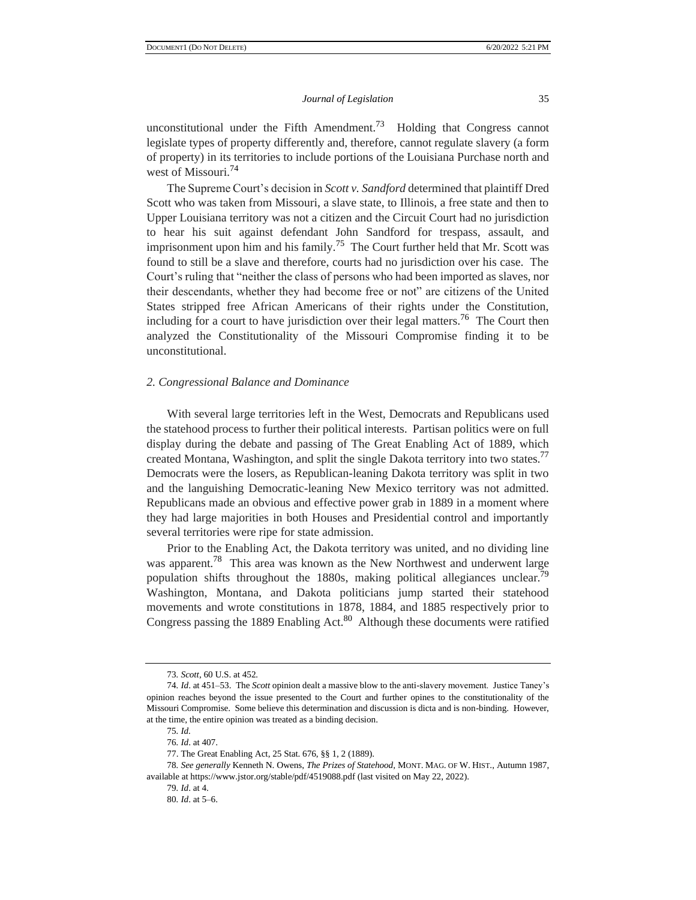unconstitutional under the Fifth Amendment.[73] Holding that Congress cannot legislate types of property differently and, therefore, cannot regulate slavery (a form of property) in its territories to include portions of the Louisiana Purchase north and west of Missouri.[74]

The Supreme Court's decision in *Scott v. Sandford* determined that plaintiff Dred Scott who was taken from Missouri, a slave state, to Illinois, a free state and then to Upper Louisiana territory was not a citizen and the Circuit Court had no jurisdiction to hear his suit against defendant John Sandford for trespass, assault, and imprisonment upon him and his family.[75] The Court further held that Mr. Scott was found to still be a slave and therefore, courts had no jurisdiction over his case. The Court's ruling that "neither the class of persons who had been imported as slaves, nor their descendants, whether they had become free or not" are citizens of the United States stripped free African Americans of their rights under the Constitution, including for a court to have jurisdiction over their legal matters.[76] The Court then analyzed the Constitutionality of the Missouri Compromise finding it to be unconstitutional.

### *2. Congressional Balance and Dominance*

With several large territories left in the West, Democrats and Republicans used the statehood process to further their political interests. Partisan politics were on full display during the debate and passing of The Great Enabling Act of 1889, which created Montana, Washington, and split the single Dakota territory into two states.[77] Democrats were the losers, as Republican-leaning Dakota territory was split in two and the languishing Democratic-leaning New Mexico territory was not admitted. Republicans made an obvious and effective power grab in 1889 in a moment where they had large majorities in both Houses and Presidential control and importantly several territories were ripe for state admission.

Prior to the Enabling Act, the Dakota territory was united, and no dividing line was apparent.[78] This area was known as the New Northwest and underwent large population shifts throughout the 1880s, making political allegiances unclear.[79] Washington, Montana, and Dakota politicians jump started their statehood movements and wrote constitutions in 1878, 1884, and 1885 respectively prior to Congress passing the 1889 Enabling Act.[80] Although these documents were ratified

---

73. *Scott*, 60 U.S. at 452.

74. *Id*. at 451–53. The *Scott* opinion dealt a massive blow to the anti-slavery movement. Justice Taney's opinion reaches beyond the issue presented to the Court and further opines to the constitutionality of the Missouri Compromise. Some believe this determination and discussion is dicta and is non-binding. However, at the time, the entire opinion was treated as a binding decision.

75. *Id.*

76. *Id*. at 407.

77. The Great Enabling Act, 25 Stat. 676, §§ 1, 2 (1889).

78. *See generally* Kenneth N. Owens, *The Prizes of Statehood*, MONT. MAG. OF W. HIST., Autumn 1987, available at https://www.jstor.org/stable/pdf/4519088.pdf (last visited on May 22, 2022).

79. *Id*. at 4.

80. *Id*. at 5–6.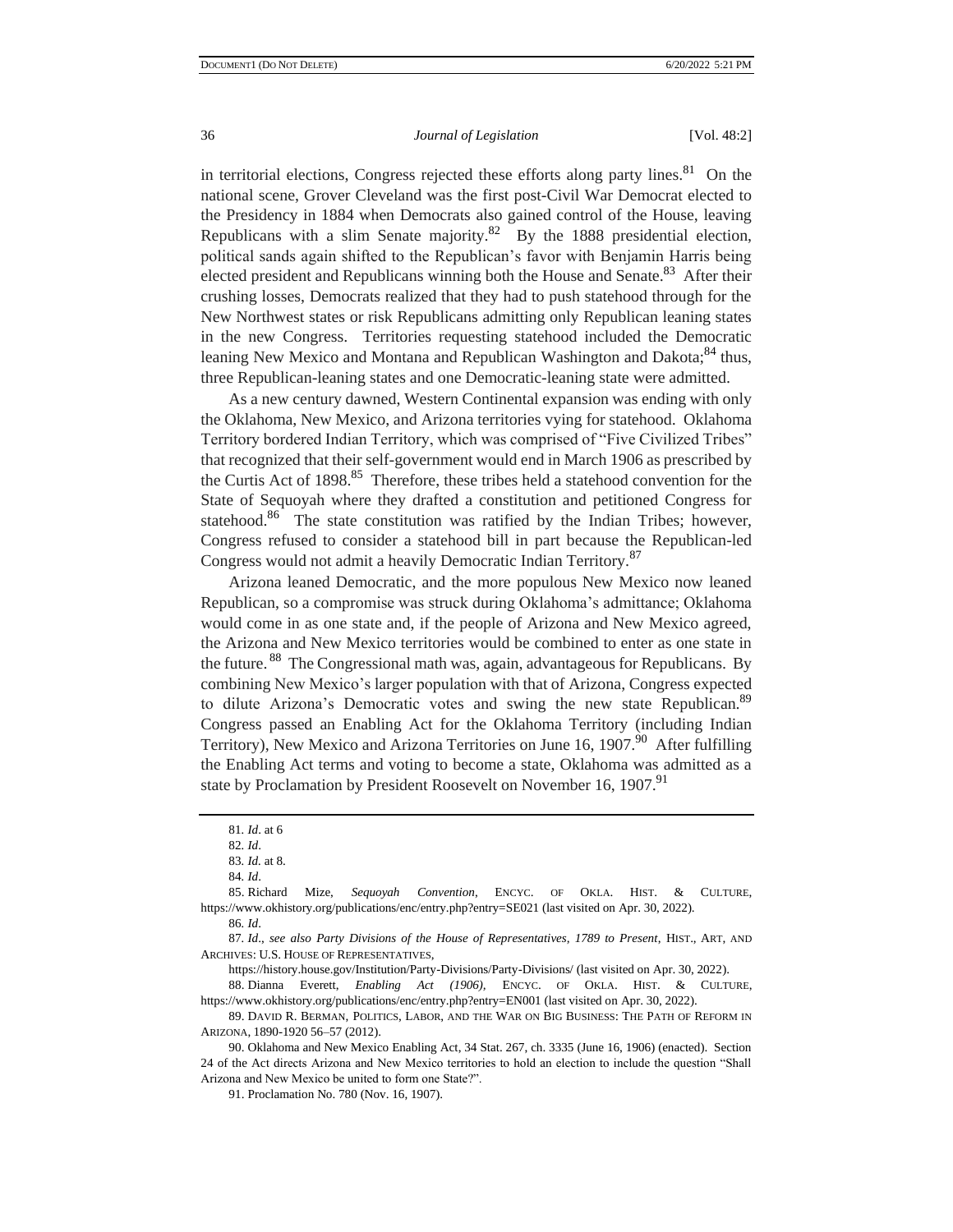in territorial elections, Congress rejected these efforts along party lines.[81] On the national scene, Grover Cleveland was the first post-Civil War Democrat elected to the Presidency in 1884 when Democrats also gained control of the House, leaving Republicans with a slim Senate majority.[82] By the 1888 presidential election, political sands again shifted to the Republican's favor with Benjamin Harris being elected president and Republicans winning both the House and Senate.[83] After their crushing losses, Democrats realized that they had to push statehood through for the New Northwest states or risk Republicans admitting only Republican leaning states in the new Congress. Territories requesting statehood included the Democratic leaning New Mexico and Montana and Republican Washington and Dakota;[84] thus, three Republican-leaning states and one Democratic-leaning state were admitted.

As a new century dawned, Western Continental expansion was ending with only the Oklahoma, New Mexico, and Arizona territories vying for statehood. Oklahoma Territory bordered Indian Territory, which was comprised of "Five Civilized Tribes" that recognized that their self-government would end in March 1906 as prescribed by the Curtis Act of 1898.[85] Therefore, these tribes held a statehood convention for the State of Sequoyah where they drafted a constitution and petitioned Congress for statehood.[86] The state constitution was ratified by the Indian Tribes; however, Congress refused to consider a statehood bill in part because the Republican-led Congress would not admit a heavily Democratic Indian Territory.[87]

Arizona leaned Democratic, and the more populous New Mexico now leaned Republican, so a compromise was struck during Oklahoma's admittance; Oklahoma would come in as one state and, if the people of Arizona and New Mexico agreed, the Arizona and New Mexico territories would be combined to enter as one state in the future.[88] The Congressional math was, again, advantageous for Republicans. By combining New Mexico's larger population with that of Arizona, Congress expected to dilute Arizona's Democratic votes and swing the new state Republican.[89] Congress passed an Enabling Act for the Oklahoma Territory (including Indian Territory), New Mexico and Arizona Territories on June 16, 1907.[90] After fulfilling the Enabling Act terms and voting to become a state, Oklahoma was admitted as a state by Proclamation by President Roosevelt on November 16, 1907.[91]

---

81. *Id*. at 6

82. *Id*.

83. *Id.* at 8.

84. *Id*.

85. Richard Mize, *Sequoyah Convention*, ENCYC. OF OKLA. HIST. & CULTURE, https://www.okhistory.org/publications/enc/entry.php?entry=SE021 (last visited on Apr. 30, 2022).

86. *Id*.

87. *Id*., *see also Party Divisions of the House of Representatives, 1789 to Present*, HIST., ART, AND ARCHIVES: U.S. HOUSE OF REPRESENTATIVES, https://history.house.gov/Institution/Party-Divisions/Party-Divisions/ (last visited on Apr. 30, 2022).

88. Dianna Everett, *Enabling Act (1906)*, ENCYC. OF OKLA. HIST. & CULTURE, https://www.okhistory.org/publications/enc/entry.php?entry=EN001 (last visited on Apr. 30, 2022).

89. DAVID R. BERMAN, POLITICS, LABOR, AND THE WAR ON BIG BUSINESS: THE PATH OF REFORM IN ARIZONA, 1890-1920 56–57 (2012).

90. Oklahoma and New Mexico Enabling Act, 34 Stat. 267, ch. 3335 (June 16, 1906) (enacted). Section 24 of the Act directs Arizona and New Mexico territories to hold an election to include the question "Shall Arizona and New Mexico be united to form one State?".

91. Proclamation No. 780 (Nov. 16, 1907).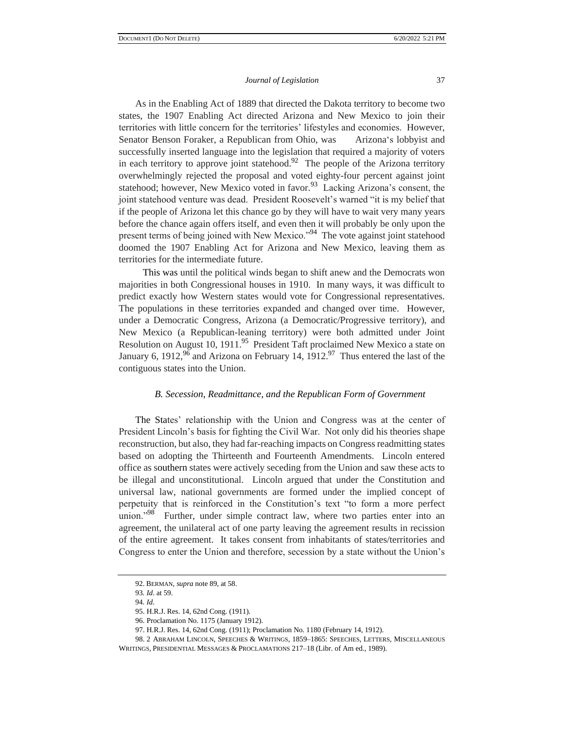As in the Enabling Act of 1889 that directed the Dakota territory to become two states, the 1907 Enabling Act directed Arizona and New Mexico to join their territories with little concern for the territories' lifestyles and economies. However, Senator Benson Foraker, a Republican from Ohio, was Arizona's lobbyist and successfully inserted language into the legislation that required a majority of voters in each territory to approve joint statehood.[92] The people of the Arizona territory overwhelmingly rejected the proposal and voted eighty-four percent against joint statehood; however, New Mexico voted in favor.[93] Lacking Arizona's consent, the joint statehood venture was dead. President Roosevelt's warned "it is my belief that if the people of Arizona let this chance go by they will have to wait very many years before the chance again offers itself, and even then it will probably be only upon the present terms of being joined with New Mexico."[94] The vote against joint statehood doomed the 1907 Enabling Act for Arizona and New Mexico, leaving them as territories for the intermediate future.

This was until the political winds began to shift anew and the Democrats won majorities in both Congressional houses in 1910. In many ways, it was difficult to predict exactly how Western states would vote for Congressional representatives. The populations in these territories expanded and changed over time. However, under a Democratic Congress, Arizona (a Democratic/Progressive territory), and New Mexico (a Republican-leaning territory) were both admitted under Joint Resolution on August 10, 1911.[95] President Taft proclaimed New Mexico a state on January 6, 1912,[96] and Arizona on February 14, 1912.[97] Thus entered the last of the contiguous states into the Union.

### *B. Secession, Readmittance, and the Republican Form of Government*

The States' relationship with the Union and Congress was at the center of President Lincoln's basis for fighting the Civil War. Not only did his theories shape reconstruction, but also, they had far-reaching impacts on Congress readmitting states based on adopting the Thirteenth and Fourteenth Amendments. Lincoln entered office as southern states were actively seceding from the Union and saw these acts to be illegal and unconstitutional. Lincoln argued that under the Constitution and universal law, national governments are formed under the implied concept of perpetuity that is reinforced in the Constitution's text "to form a more perfect union."[98] Further, under simple contract law, where two parties enter into an agreement, the unilateral act of one party leaving the agreement results in recission of the entire agreement. It takes consent from inhabitants of states/territories and Congress to enter the Union and therefore, secession by a state without the Union's

---

92. BERMAN, *supra* note 89, at 58.

93. *Id*. at 59.

94. *Id*.

95. H.R.J. Res. 14, 62nd Cong. (1911).

96. Proclamation No. 1175 (January 1912).

97. H.R.J. Res. 14, 62nd Cong. (1911); Proclamation No. 1180 (February 14, 1912).

98. 2 ABRAHAM LINCOLN, SPEECHES & WRITINGS, 1859–1865: SPEECHES, LETTERS, MISCELLANEOUS WRITINGS, PRESIDENTIAL MESSAGES & PROCLAMATIONS 217–18 (Libr. of Am ed., 1989).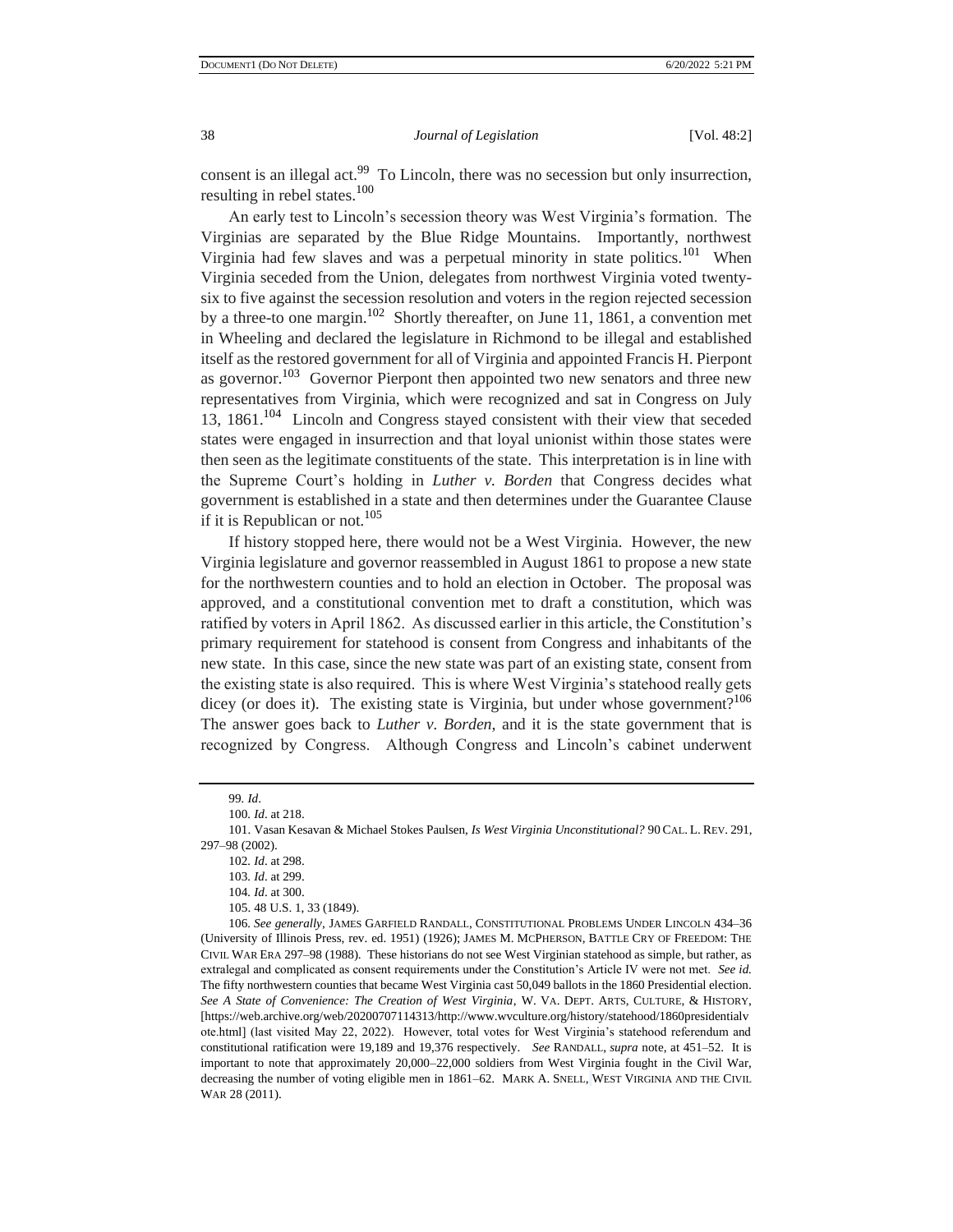consent is an illegal act.[99] To Lincoln, there was no secession but only insurrection, resulting in rebel states.[100]

An early test to Lincoln's secession theory was West Virginia's formation. The Virginias are separated by the Blue Ridge Mountains. Importantly, northwest Virginia had few slaves and was a perpetual minority in state politics.[101] When Virginia seceded from the Union, delegates from northwest Virginia voted twenty-six to five against the secession resolution and voters in the region rejected secession by a three-to one margin.[102] Shortly thereafter, on June 11, 1861, a convention met in Wheeling and declared the legislature in Richmond to be illegal and established itself as the restored government for all of Virginia and appointed Francis H. Pierpont as governor.[103] Governor Pierpont then appointed two new senators and three new representatives from Virginia, which were recognized and sat in Congress on July 13, 1861.[104] Lincoln and Congress stayed consistent with their view that seceded states were engaged in insurrection and that loyal unionist within those states were then seen as the legitimate constituents of the state. This interpretation is in line with the Supreme Court's holding in *Luther v. Borden* that Congress decides what government is established in a state and then determines under the Guarantee Clause if it is Republican or not.[105]

If history stopped here, there would not be a West Virginia. However, the new Virginia legislature and governor reassembled in August 1861 to propose a new state for the northwestern counties and to hold an election in October. The proposal was approved, and a constitutional convention met to draft a constitution, which was ratified by voters in April 1862. As discussed earlier in this article, the Constitution's primary requirement for statehood is consent from Congress and inhabitants of the new state. In this case, since the new state was part of an existing state, consent from the existing state is also required. This is where West Virginia's statehood really gets dicey (or does it). The existing state is Virginia, but under whose government?[106] The answer goes back to *Luther v. Borden*, and it is the state government that is recognized by Congress. Although Congress and Lincoln's cabinet underwent

99. *Id*.

100. *Id*. at 218.

101. Vasan Kesavan & Michael Stokes Paulsen, *Is West Virginia Unconstitutional?* 90 CAL. L. REV. 291, 297–98 (2002).

102. *Id*. at 298.

103. *Id*. at 299.

104. *Id*. at 300.

105. 48 U.S. 1, 33 (1849).

106. *See generally*, JAMES GARFIELD RANDALL, CONSTITUTIONAL PROBLEMS UNDER LINCOLN 434–36 (University of Illinois Press, rev. ed. 1951) (1926); JAMES M. MCPHERSON, BATTLE CRY OF FREEDOM: THE CIVIL WAR ERA 297–98 (1988). These historians do not see West Virginian statehood as simple, but rather, as extralegal and complicated as consent requirements under the Constitution's Article IV were not met. *See id.* The fifty northwestern counties that became West Virginia cast 50,049 ballots in the 1860 Presidential election. *See A State of Convenience: The Creation of West Virginia*, W. VA. DEPT. ARTS, CULTURE, & HISTORY, [https://web.archive.org/web/20200707114313/http://www.wvculture.org/history/statehood/1860presidentialvote.html] (last visited May 22, 2022). However, total votes for West Virginia's statehood referendum and constitutional ratification were 19,189 and 19,376 respectively. *See* RANDALL, *supra* note, at 451–52. It is important to note that approximately 20,000–22,000 soldiers from West Virginia fought in the Civil War, decreasing the number of voting eligible men in 1861–62. MARK A. SNELL, WEST VIRGINIA AND THE CIVIL WAR 28 (2011).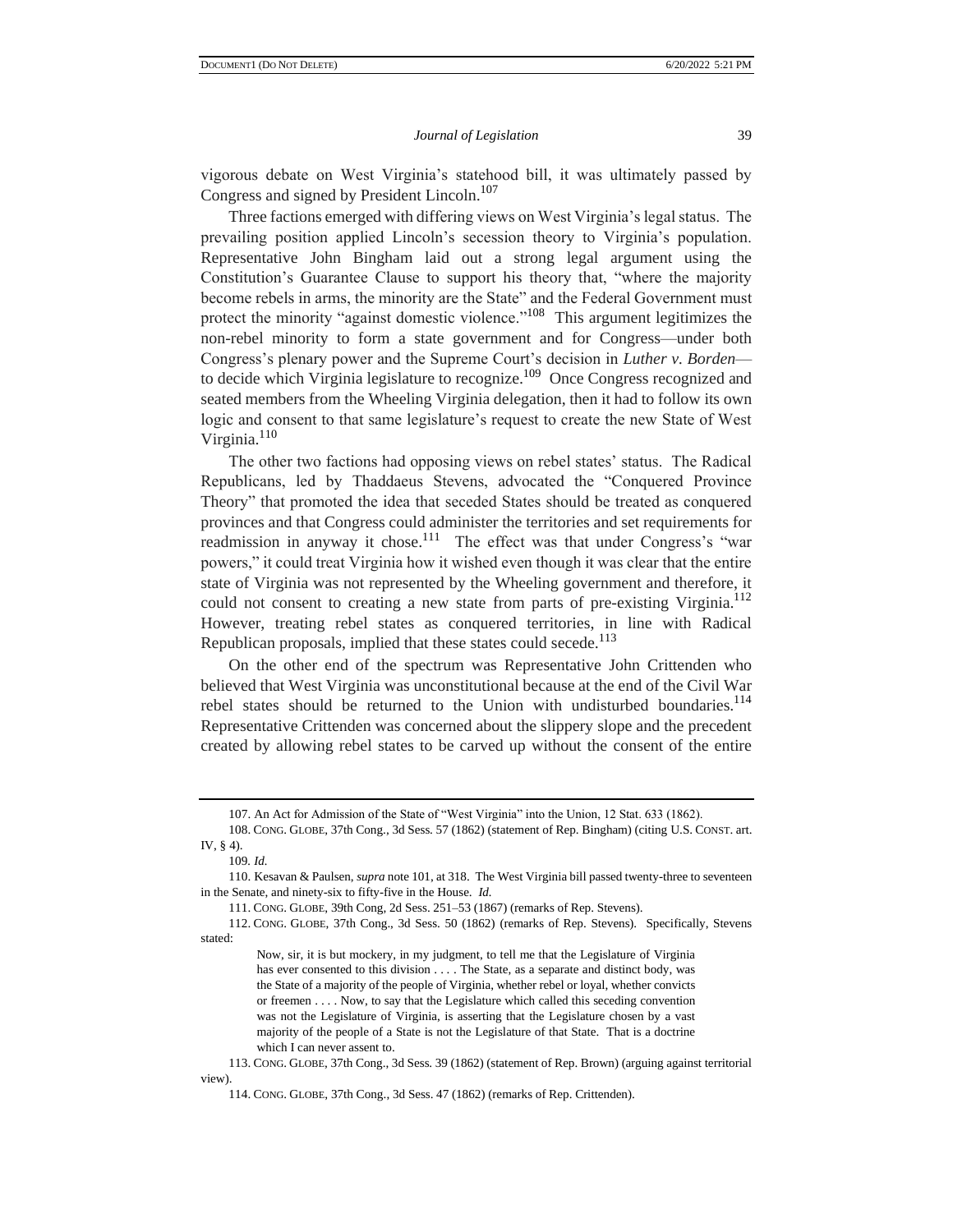vigorous debate on West Virginia's statehood bill, it was ultimately passed by Congress and signed by President Lincoln.[107]

Three factions emerged with differing views on West Virginia's legal status. The prevailing position applied Lincoln's secession theory to Virginia's population. Representative John Bingham laid out a strong legal argument using the Constitution's Guarantee Clause to support his theory that, "where the majority become rebels in arms, the minority are the State" and the Federal Government must protect the minority "against domestic violence."[108] This argument legitimizes the non-rebel minority to form a state government and for Congress—under both Congress's plenary power and the Supreme Court's decision in *Luther v. Borden*—to decide which Virginia legislature to recognize.[109] Once Congress recognized and seated members from the Wheeling Virginia delegation, then it had to follow its own logic and consent to that same legislature's request to create the new State of West Virginia.[110]

The other two factions had opposing views on rebel states' status. The Radical Republicans, led by Thaddaeus Stevens, advocated the "Conquered Province Theory" that promoted the idea that seceded States should be treated as conquered provinces and that Congress could administer the territories and set requirements for readmission in anyway it chose.[111] The effect was that under Congress's "war powers," it could treat Virginia how it wished even though it was clear that the entire state of Virginia was not represented by the Wheeling government and therefore, it could not consent to creating a new state from parts of pre-existing Virginia.[112] However, treating rebel states as conquered territories, in line with Radical Republican proposals, implied that these states could secede.[113]

On the other end of the spectrum was Representative John Crittenden who believed that West Virginia was unconstitutional because at the end of the Civil War rebel states should be returned to the Union with undisturbed boundaries.[114] Representative Crittenden was concerned about the slippery slope and the precedent created by allowing rebel states to be carved up without the consent of the entire

---

107. An Act for Admission of the State of "West Virginia" into the Union, 12 Stat. 633 (1862).

108. CONG. GLOBE, 37th Cong., 3d Sess. 57 (1862) (statement of Rep. Bingham) (citing U.S. CONST. art. IV, § 4).

109. *Id.*

110. Kesavan & Paulsen, *supra* note 101, at 318. The West Virginia bill passed twenty-three to seventeen in the Senate, and ninety-six to fifty-five in the House. *Id.*

111. CONG. GLOBE, 39th Cong, 2d Sess. 251–53 (1867) (remarks of Rep. Stevens).

112. CONG. GLOBE, 37th Cong., 3d Sess. 50 (1862) (remarks of Rep. Stevens). Specifically, Stevens stated:

> Now, sir, it is but mockery, in my judgment, to tell me that the Legislature of Virginia has ever consented to this division . . . . The State, as a separate and distinct body, was the State of a majority of the people of Virginia, whether rebel or loyal, whether convicts or freemen . . . . Now, to say that the Legislature which called this seceding convention was not the Legislature of Virginia, is asserting that the Legislature chosen by a vast majority of the people of a State is not the Legislature of that State. That is a doctrine which I can never assent to.

113. CONG. GLOBE, 37th Cong., 3d Sess. 39 (1862) (statement of Rep. Brown) (arguing against territorial view).

114. CONG. GLOBE, 37th Cong., 3d Sess. 47 (1862) (remarks of Rep. Crittenden).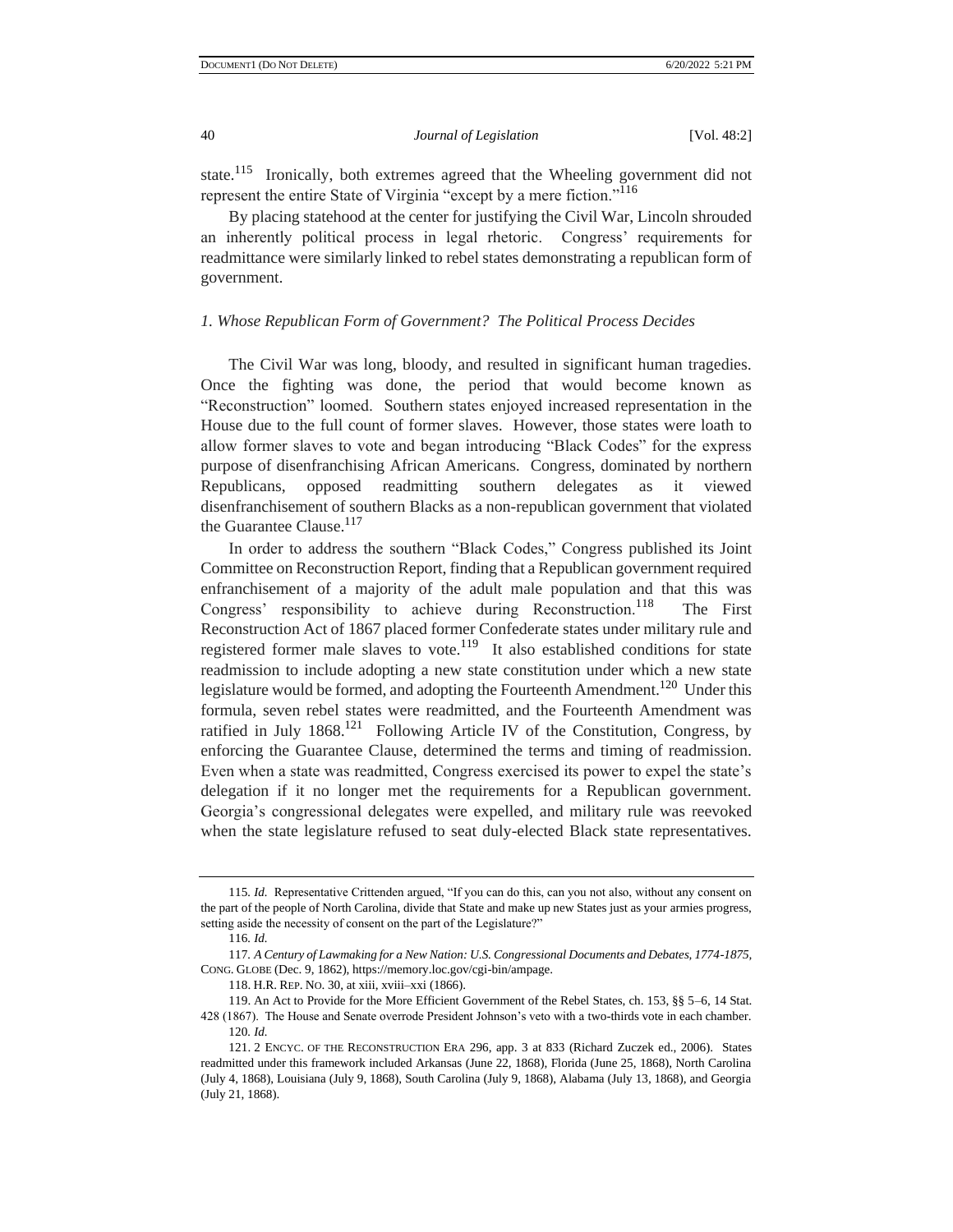state.[115] Ironically, both extremes agreed that the Wheeling government did not represent the entire State of Virginia "except by a mere fiction."[116]

By placing statehood at the center for justifying the Civil War, Lincoln shrouded an inherently political process in legal rhetoric. Congress' requirements for readmittance were similarly linked to rebel states demonstrating a republican form of government.

### *1. Whose Republican Form of Government? The Political Process Decides*

The Civil War was long, bloody, and resulted in significant human tragedies. Once the fighting was done, the period that would become known as "Reconstruction" loomed. Southern states enjoyed increased representation in the House due to the full count of former slaves. However, those states were loath to allow former slaves to vote and began introducing "Black Codes" for the express purpose of disenfranchising African Americans. Congress, dominated by northern Republicans, opposed readmitting southern delegates as it viewed disenfranchisement of southern Blacks as a non-republican government that violated the Guarantee Clause.[117]

In order to address the southern "Black Codes," Congress published its Joint Committee on Reconstruction Report, finding that a Republican government required enfranchisement of a majority of the adult male population and that this was Congress' responsibility to achieve during Reconstruction.[118] The First Reconstruction Act of 1867 placed former Confederate states under military rule and registered former male slaves to vote.[119] It also established conditions for state readmission to include adopting a new state constitution under which a new state legislature would be formed, and adopting the Fourteenth Amendment.[120] Under this formula, seven rebel states were readmitted, and the Fourteenth Amendment was ratified in July 1868.[121] Following Article IV of the Constitution, Congress, by enforcing the Guarantee Clause, determined the terms and timing of readmission. Even when a state was readmitted, Congress exercised its power to expel the state's delegation if it no longer met the requirements for a Republican government. Georgia's congressional delegates were expelled, and military rule was reevoked when the state legislature refused to seat duly-elected Black state representatives.

---

115. *Id.* Representative Crittenden argued, "If you can do this, can you not also, without any consent on the part of the people of North Carolina, divide that State and make up new States just as your armies progress, setting aside the necessity of consent on the part of the Legislature?"

116. *Id.*

117. *A Century of Lawmaking for a New Nation: U.S. Congressional Documents and Debates, 1774-1875*, CONG. GLOBE (Dec. 9, 1862), https://memory.loc.gov/cgi-bin/ampage.

118. H.R. REP. NO. 30, at xiii, xviii–xxi (1866).

119. An Act to Provide for the More Efficient Government of the Rebel States, ch. 153, §§ 5–6, 14 Stat. 428 (1867). The House and Senate overrode President Johnson's veto with a two-thirds vote in each chamber.

120. *Id.*

121. 2 ENCYC. OF THE RECONSTRUCTION ERA 296, app. 3 at 833 (Richard Zuczek ed., 2006). States readmitted under this framework included Arkansas (June 22, 1868), Florida (June 25, 1868), North Carolina (July 4, 1868), Louisiana (July 9, 1868), South Carolina (July 9, 1868), Alabama (July 13, 1868), and Georgia (July 21, 1868).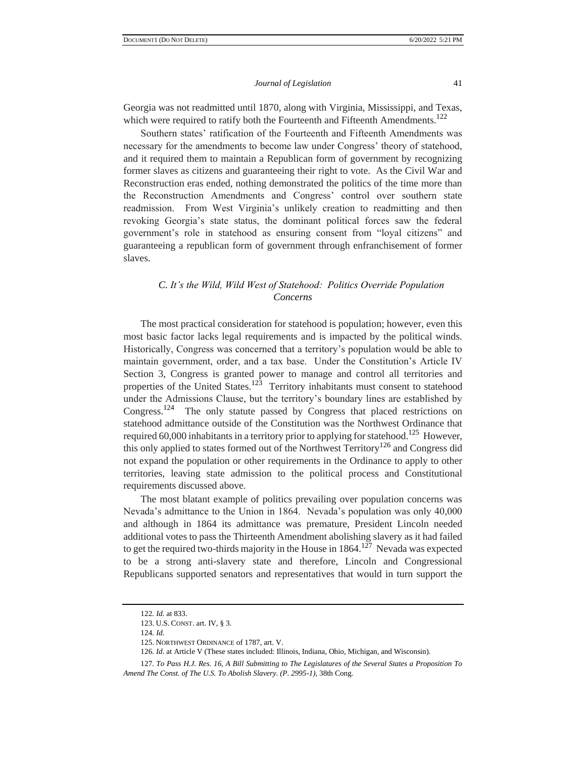Georgia was not readmitted until 1870, along with Virginia, Mississippi, and Texas, which were required to ratify both the Fourteenth and Fifteenth Amendments.[122]

Southern states' ratification of the Fourteenth and Fifteenth Amendments was necessary for the amendments to become law under Congress' theory of statehood, and it required them to maintain a Republican form of government by recognizing former slaves as citizens and guaranteeing their right to vote. As the Civil War and Reconstruction eras ended, nothing demonstrated the politics of the time more than the Reconstruction Amendments and Congress' control over southern state readmission. From West Virginia's unlikely creation to readmitting and then revoking Georgia's state status, the dominant political forces saw the federal government's role in statehood as ensuring consent from "loyal citizens" and guaranteeing a republican form of government through enfranchisement of former slaves.

### *C. It's the Wild, Wild West of Statehood: Politics Override Population Concerns*

The most practical consideration for statehood is population; however, even this most basic factor lacks legal requirements and is impacted by the political winds. Historically, Congress was concerned that a territory's population would be able to maintain government, order, and a tax base. Under the Constitution's Article IV Section 3, Congress is granted power to manage and control all territories and properties of the United States.[123] Territory inhabitants must consent to statehood under the Admissions Clause, but the territory's boundary lines are established by Congress.[124] The only statute passed by Congress that placed restrictions on statehood admittance outside of the Constitution was the Northwest Ordinance that required 60,000 inhabitants in a territory prior to applying for statehood.[125] However, this only applied to states formed out of the Northwest Territory[126] and Congress did not expand the population or other requirements in the Ordinance to apply to other territories, leaving state admission to the political process and Constitutional requirements discussed above.

The most blatant example of politics prevailing over population concerns was Nevada's admittance to the Union in 1864. Nevada's population was only 40,000 and although in 1864 its admittance was premature, President Lincoln needed additional votes to pass the Thirteenth Amendment abolishing slavery as it had failed to get the required two-thirds majority in the House in 1864.[127] Nevada was expected to be a strong anti-slavery state and therefore, Lincoln and Congressional Republicans supported senators and representatives that would in turn support the

---

122. *Id.* at 833.

123. U.S. CONST. art. IV, § 3.

124. *Id.*

125. NORTHWEST ORDINANCE of 1787, art. V.

126. *Id*. at Article V (These states included: Illinois, Indiana, Ohio, Michigan, and Wisconsin).

127. *To Pass H.J. Res. 16, A Bill Submitting to The Legislatures of the Several States a Proposition To Amend The Const. of The U.S. To Abolish Slavery. (P. 2995-1)*, 38th Cong.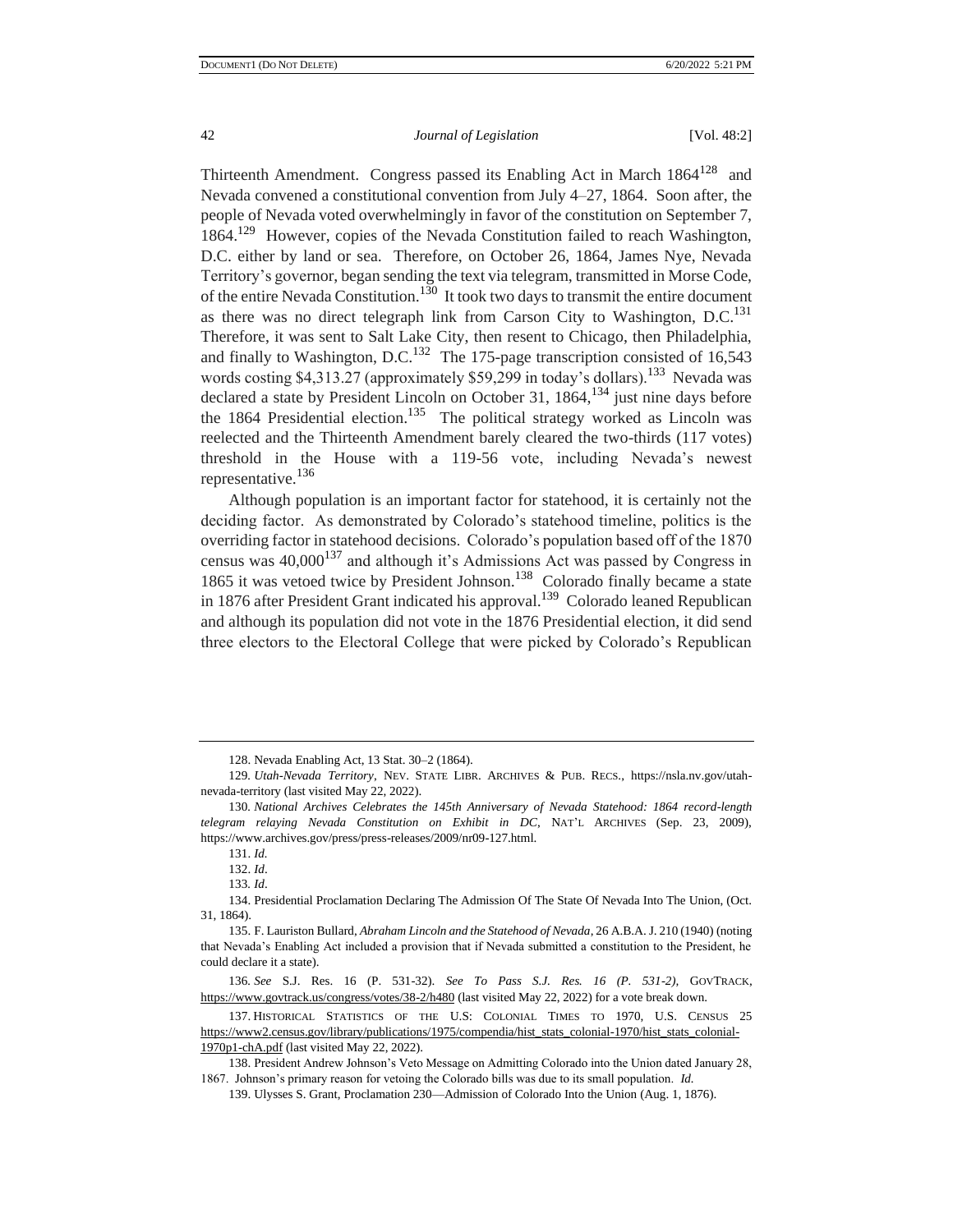Thirteenth Amendment. Congress passed its Enabling Act in March 1864[128] and Nevada convened a constitutional convention from July 4–27, 1864. Soon after, the people of Nevada voted overwhelmingly in favor of the constitution on September 7, 1864.[129] However, copies of the Nevada Constitution failed to reach Washington, D.C. either by land or sea. Therefore, on October 26, 1864, James Nye, Nevada Territory's governor, began sending the text via telegram, transmitted in Morse Code, of the entire Nevada Constitution.[130] It took two days to transmit the entire document as there was no direct telegraph link from Carson City to Washington, D.C.[131] Therefore, it was sent to Salt Lake City, then resent to Chicago, then Philadelphia, and finally to Washington, D.C.[132] The 175-page transcription consisted of 16,543 words costing $4,313.27 (approximately $59,299 in today's dollars).[133] Nevada was declared a state by President Lincoln on October 31, 1864,[134] just nine days before the 1864 Presidential election.[135] The political strategy worked as Lincoln was reelected and the Thirteenth Amendment barely cleared the two-thirds (117 votes) threshold in the House with a 119-56 vote, including Nevada's newest representative.[136]

Although population is an important factor for statehood, it is certainly not the deciding factor. As demonstrated by Colorado's statehood timeline, politics is the overriding factor in statehood decisions. Colorado's population based off of the 1870 census was 40,000[137] and although it's Admissions Act was passed by Congress in 1865 it was vetoed twice by President Johnson.[138] Colorado finally became a state in 1876 after President Grant indicated his approval.[139] Colorado leaned Republican and although its population did not vote in the 1876 Presidential election, it did send three electors to the Electoral College that were picked by Colorado's Republican

---

128. Nevada Enabling Act, 13 Stat. 30–2 (1864).

129. *Utah-Nevada Territory*, NEV. STATE LIBR. ARCHIVES & PUB. RECS., https://nsla.nv.gov/utah-nevada-territory (last visited May 22, 2022).

130. *National Archives Celebrates the 145th Anniversary of Nevada Statehood: 1864 record-length telegram relaying Nevada Constitution on Exhibit in DC*, NAT'L ARCHIVES (Sep. 23, 2009), https://www.archives.gov/press/press-releases/2009/nr09-127.html.

131. *Id.*

132. *Id*.

133. *Id*.

134. Presidential Proclamation Declaring The Admission Of The State Of Nevada Into The Union, (Oct. 31, 1864).

135. F. Lauriston Bullard, *Abraham Lincoln and the Statehood of Nevada*, 26 A.B.A. J. 210 (1940) (noting that Nevada's Enabling Act included a provision that if Nevada submitted a constitution to the President, he could declare it a state).

136. *See* S.J. Res. 16 (P. 531-32). *See To Pass S.J. Res. 16 (P. 531-2)*, GOVTRACK, https://www.govtrack.us/congress/votes/38-2/h480 (last visited May 22, 2022) for a vote break down.

137. HISTORICAL STATISTICS OF THE U.S: COLONIAL TIMES TO 1970, U.S. CENSUS 25 https://www2.census.gov/library/publications/1975/compendia/hist_stats_colonial-1970/hist_stats_colonial-1970p1-chA.pdf (last visited May 22, 2022).

138. President Andrew Johnson's Veto Message on Admitting Colorado into the Union dated January 28, 1867. Johnson's primary reason for vetoing the Colorado bills was due to its small population. *Id.*

139. Ulysses S. Grant, Proclamation 230—Admission of Colorado Into the Union (Aug. 1, 1876).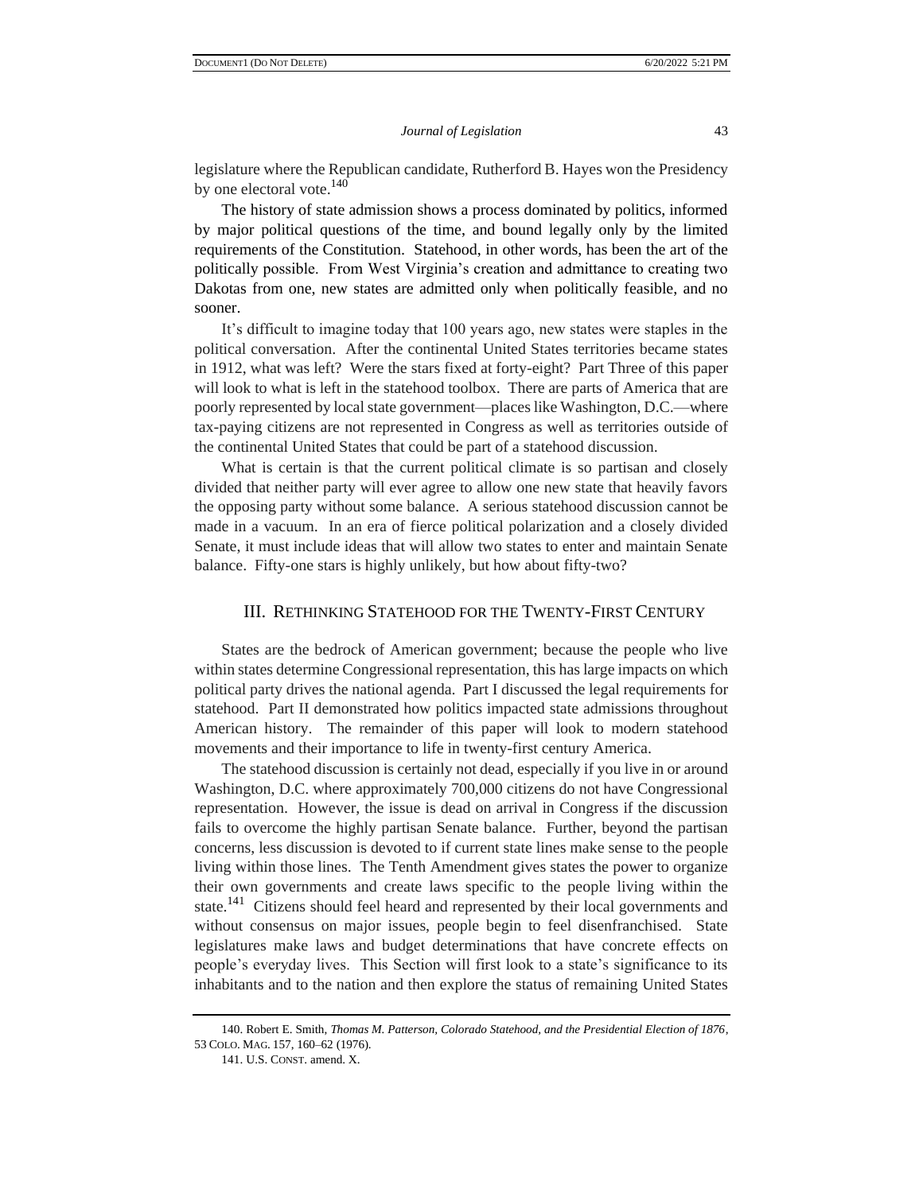legislature where the Republican candidate, Rutherford B. Hayes won the Presidency by one electoral vote.[140]

The history of state admission shows a process dominated by politics, informed by major political questions of the time, and bound legally only by the limited requirements of the Constitution. Statehood, in other words, has been the art of the politically possible. From West Virginia's creation and admittance to creating two Dakotas from one, new states are admitted only when politically feasible, and no sooner.

It's difficult to imagine today that 100 years ago, new states were staples in the political conversation. After the continental United States territories became states in 1912, what was left? Were the stars fixed at forty-eight? Part Three of this paper will look to what is left in the statehood toolbox. There are parts of America that are poorly represented by local state government—places like Washington, D.C.—where tax-paying citizens are not represented in Congress as well as territories outside of the continental United States that could be part of a statehood discussion.

What is certain is that the current political climate is so partisan and closely divided that neither party will ever agree to allow one new state that heavily favors the opposing party without some balance. A serious statehood discussion cannot be made in a vacuum. In an era of fierce political polarization and a closely divided Senate, it must include ideas that will allow two states to enter and maintain Senate balance. Fifty-one stars is highly unlikely, but how about fifty-two?

## III. Rethinking Statehood for the Twenty-First Century

States are the bedrock of American government; because the people who live within states determine Congressional representation, this has large impacts on which political party drives the national agenda. Part I discussed the legal requirements for statehood. Part II demonstrated how politics impacted state admissions throughout American history. The remainder of this paper will look to modern statehood movements and their importance to life in twenty-first century America.

The statehood discussion is certainly not dead, especially if you live in or around Washington, D.C. where approximately 700,000 citizens do not have Congressional representation. However, the issue is dead on arrival in Congress if the discussion fails to overcome the highly partisan Senate balance. Further, beyond the partisan concerns, less discussion is devoted to if current state lines make sense to the people living within those lines. The Tenth Amendment gives states the power to organize their own governments and create laws specific to the people living within the state.[141] Citizens should feel heard and represented by their local governments and without consensus on major issues, people begin to feel disenfranchised. State legislatures make laws and budget determinations that have concrete effects on people's everyday lives. This Section will first look to a state's significance to its inhabitants and to the nation and then explore the status of remaining United States

140. Robert E. Smith, *Thomas M. Patterson, Colorado Statehood, and the Presidential Election of 1876*, 53 Colo. Mag. 157, 160–62 (1976).

141. U.S. Const. amend. X.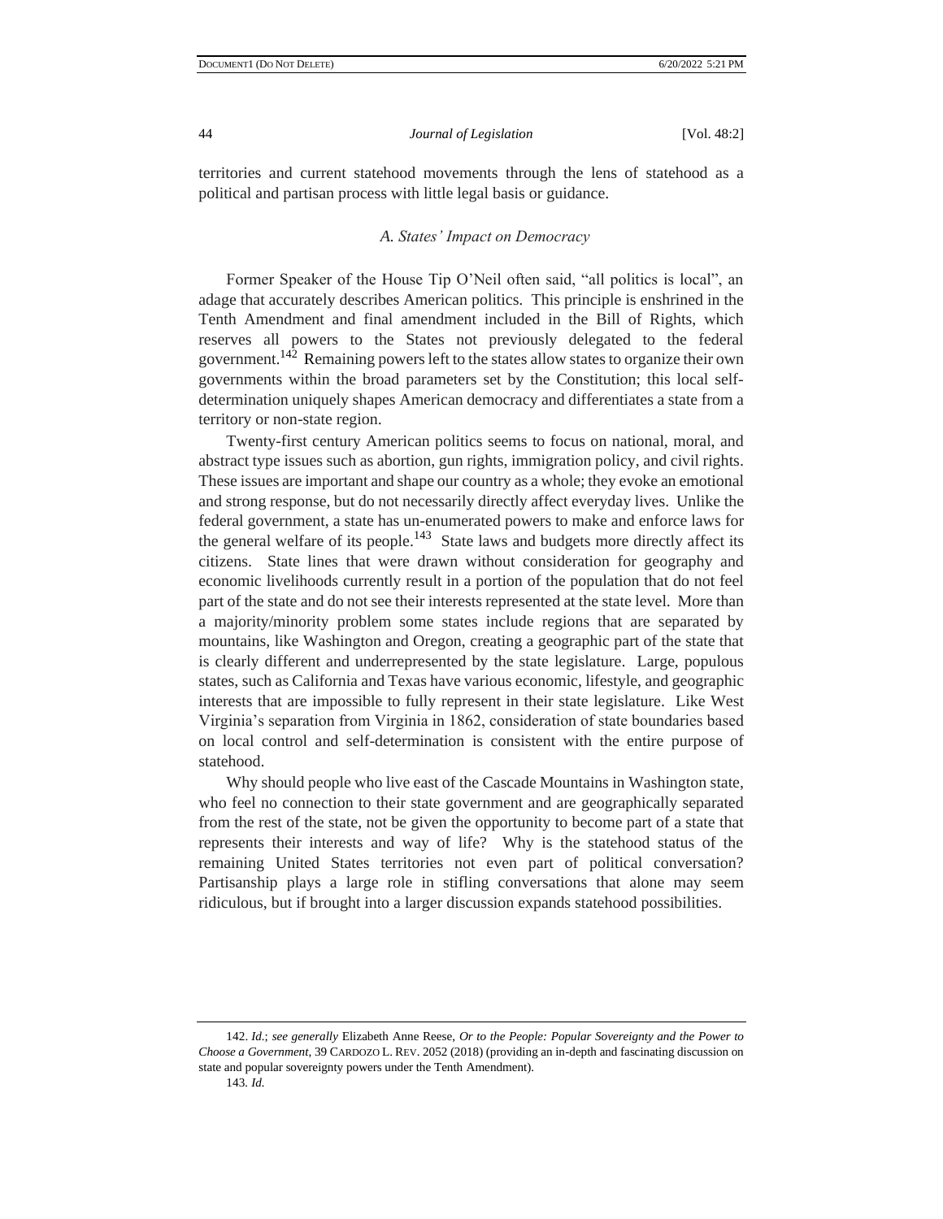territories and current statehood movements through the lens of statehood as a political and partisan process with little legal basis or guidance.

### *A. States' Impact on Democracy*

Former Speaker of the House Tip O'Neil often said, "all politics is local", an adage that accurately describes American politics. This principle is enshrined in the Tenth Amendment and final amendment included in the Bill of Rights, which reserves all powers to the States not previously delegated to the federal government.[142] Remaining powers left to the states allow states to organize their own governments within the broad parameters set by the Constitution; this local self-determination uniquely shapes American democracy and differentiates a state from a territory or non-state region.

Twenty-first century American politics seems to focus on national, moral, and abstract type issues such as abortion, gun rights, immigration policy, and civil rights. These issues are important and shape our country as a whole; they evoke an emotional and strong response, but do not necessarily directly affect everyday lives. Unlike the federal government, a state has un-enumerated powers to make and enforce laws for the general welfare of its people.[143] State laws and budgets more directly affect its citizens. State lines that were drawn without consideration for geography and economic livelihoods currently result in a portion of the population that do not feel part of the state and do not see their interests represented at the state level. More than a majority/minority problem some states include regions that are separated by mountains, like Washington and Oregon, creating a geographic part of the state that is clearly different and underrepresented by the state legislature. Large, populous states, such as California and Texas have various economic, lifestyle, and geographic interests that are impossible to fully represent in their state legislature. Like West Virginia's separation from Virginia in 1862, consideration of state boundaries based on local control and self-determination is consistent with the entire purpose of statehood.

Why should people who live east of the Cascade Mountains in Washington state, who feel no connection to their state government and are geographically separated from the rest of the state, not be given the opportunity to become part of a state that represents their interests and way of life? Why is the statehood status of the remaining United States territories not even part of political conversation? Partisanship plays a large role in stifling conversations that alone may seem ridiculous, but if brought into a larger discussion expands statehood possibilities.

---

142. *Id.*; *see generally* Elizabeth Anne Reese, *Or to the People: Popular Sovereignty and the Power to Choose a Government*, 39 CARDOZO L. REV. 2052 (2018) (providing an in-depth and fascinating discussion on state and popular sovereignty powers under the Tenth Amendment).

143. *Id.*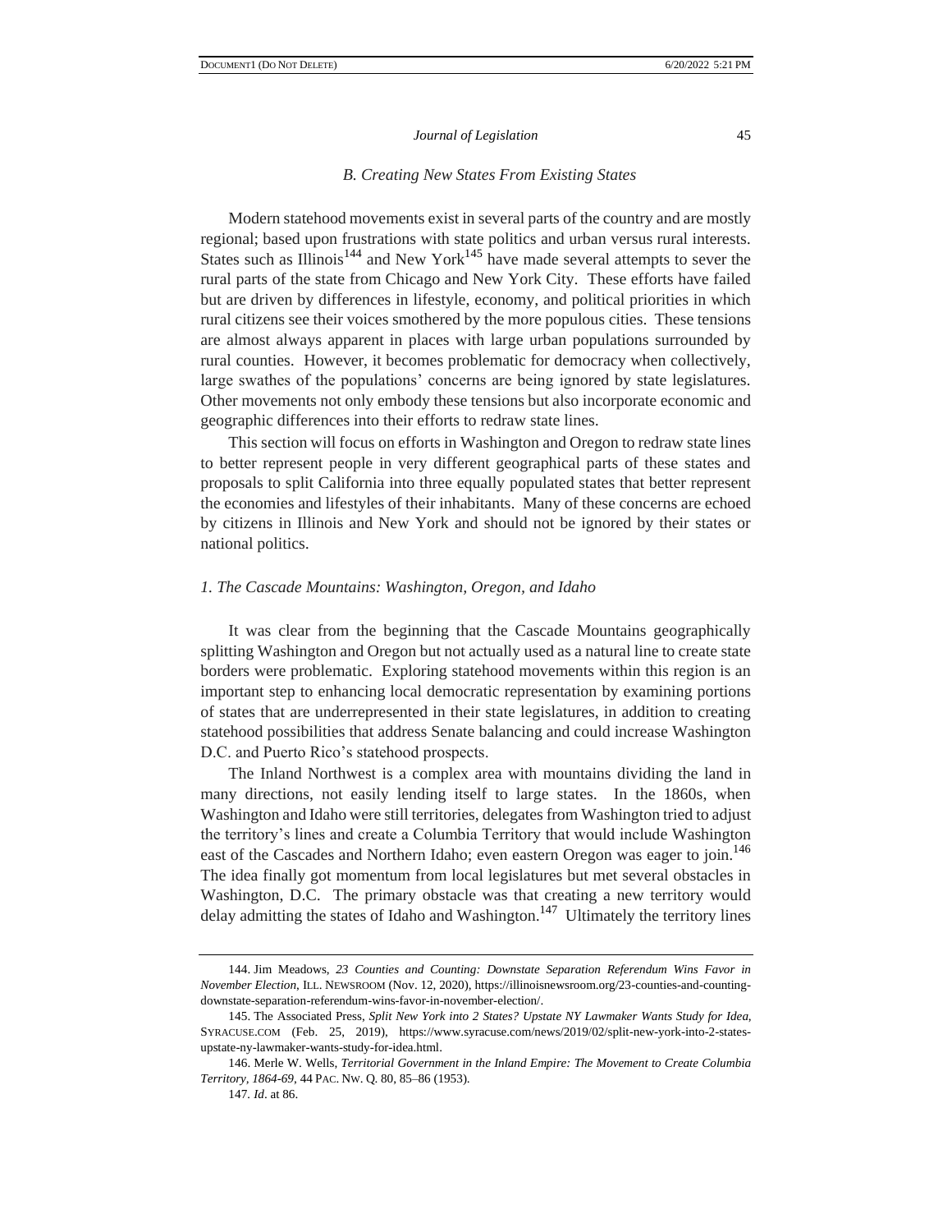### B. Creating New States From Existing States

Modern statehood movements exist in several parts of the country and are mostly regional; based upon frustrations with state politics and urban versus rural interests. States such as Illinois[144] and New York[145] have made several attempts to sever the rural parts of the state from Chicago and New York City. These efforts have failed but are driven by differences in lifestyle, economy, and political priorities in which rural citizens see their voices smothered by the more populous cities. These tensions are almost always apparent in places with large urban populations surrounded by rural counties. However, it becomes problematic for democracy when collectively, large swathes of the populations' concerns are being ignored by state legislatures. Other movements not only embody these tensions but also incorporate economic and geographic differences into their efforts to redraw state lines.

This section will focus on efforts in Washington and Oregon to redraw state lines to better represent people in very different geographical parts of these states and proposals to split California into three equally populated states that better represent the economies and lifestyles of their inhabitants. Many of these concerns are echoed by citizens in Illinois and New York and should not be ignored by their states or national politics.

#### *1. The Cascade Mountains: Washington, Oregon, and Idaho*

It was clear from the beginning that the Cascade Mountains geographically splitting Washington and Oregon but not actually used as a natural line to create state borders were problematic. Exploring statehood movements within this region is an important step to enhancing local democratic representation by examining portions of states that are underrepresented in their state legislatures, in addition to creating statehood possibilities that address Senate balancing and could increase Washington D.C. and Puerto Rico's statehood prospects.

The Inland Northwest is a complex area with mountains dividing the land in many directions, not easily lending itself to large states. In the 1860s, when Washington and Idaho were still territories, delegates from Washington tried to adjust the territory's lines and create a Columbia Territory that would include Washington east of the Cascades and Northern Idaho; even eastern Oregon was eager to join.[146] The idea finally got momentum from local legislatures but met several obstacles in Washington, D.C. The primary obstacle was that creating a new territory would delay admitting the states of Idaho and Washington.[147] Ultimately the territory lines

---

144. Jim Meadows, *23 Counties and Counting: Downstate Separation Referendum Wins Favor in November Election*, ILL. NEWSROOM (Nov. 12, 2020), https://illinoisnewsroom.org/23-counties-and-counting-downstate-separation-referendum-wins-favor-in-november-election/.

145. The Associated Press, *Split New York into 2 States? Upstate NY Lawmaker Wants Study for Idea*, SYRACUSE.COM (Feb. 25, 2019), https://www.syracuse.com/news/2019/02/split-new-york-into-2-states-upstate-ny-lawmaker-wants-study-for-idea.html.

146. Merle W. Wells, *Territorial Government in the Inland Empire: The Movement to Create Columbia Territory, 1864-69*, 44 PAC. NW. Q. 80, 85–86 (1953).

147. *Id*. at 86.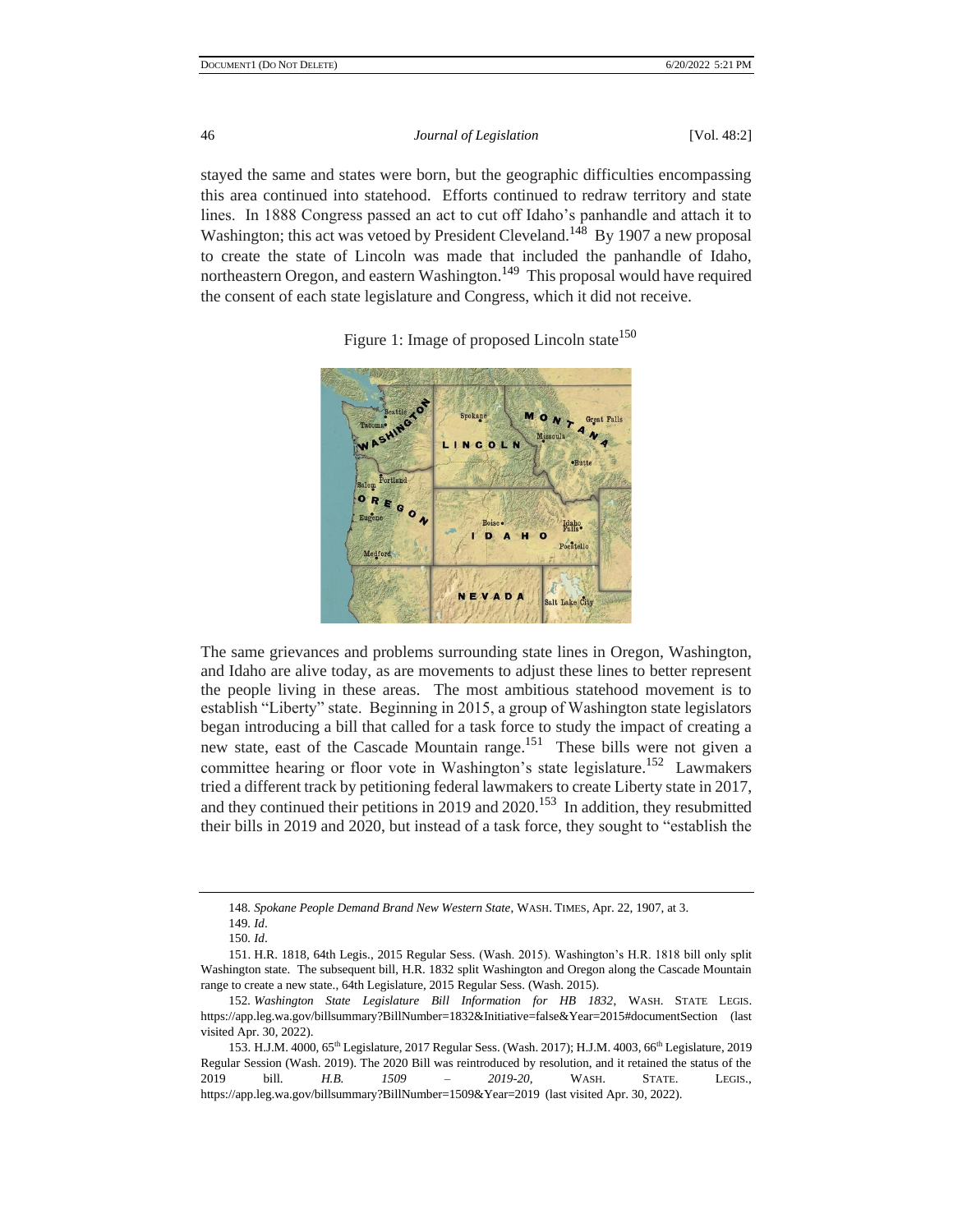stayed the same and states were born, but the geographic difficulties encompassing this area continued into statehood. Efforts continued to redraw territory and state lines. In 1888 Congress passed an act to cut off Idaho's panhandle and attach it to Washington; this act was vetoed by President Cleveland.[148] By 1907 a new proposal to create the state of Lincoln was made that included the panhandle of Idaho, northeastern Oregon, and eastern Washington.[149] This proposal would have required the consent of each state legislature and Congress, which it did not receive.

Figure 1: Image of proposed Lincoln state[150]

The same grievances and problems surrounding state lines in Oregon, Washington, and Idaho are alive today, as are movements to adjust these lines to better represent the people living in these areas. The most ambitious statehood movement is to establish "Liberty" state. Beginning in 2015, a group of Washington state legislators began introducing a bill that called for a task force to study the impact of creating a new state, east of the Cascade Mountain range.[151] These bills were not given a committee hearing or floor vote in Washington's state legislature.[152] Lawmakers tried a different track by petitioning federal lawmakers to create Liberty state in 2017, and they continued their petitions in 2019 and 2020.[153] In addition, they resubmitted their bills in 2019 and 2020, but instead of a task force, they sought to "establish the

---

148. *Spokane People Demand Brand New Western State*, WASH. TIMES, Apr. 22, 1907, at 3.

149. *Id*.

150. *Id*.

151. H.R. 1818, 64th Legis., 2015 Regular Sess. (Wash. 2015). Washington's H.R. 1818 bill only split Washington state. The subsequent bill, H.R. 1832 split Washington and Oregon along the Cascade Mountain range to create a new state., 64th Legislature, 2015 Regular Sess. (Wash. 2015).

152. *Washington State Legislature Bill Information for HB 1832*, WASH. STATE LEGIS. https://app.leg.wa.gov/billsummary?BillNumber=1832&Initiative=false&Year=2015#documentSection (last visited Apr. 30, 2022).

153. H.J.M. 4000, 65th Legislature, 2017 Regular Sess. (Wash. 2017); H.J.M. 4003, 66th Legislature, 2019 Regular Session (Wash. 2019). The 2020 Bill was reintroduced by resolution, and it retained the status of the 2019 bill. *H.B. 1509 – 2019-20*, WASH. STATE. LEGIS., https://app.leg.wa.gov/billsummary?BillNumber=1509&Year=2019 (last visited Apr. 30, 2022).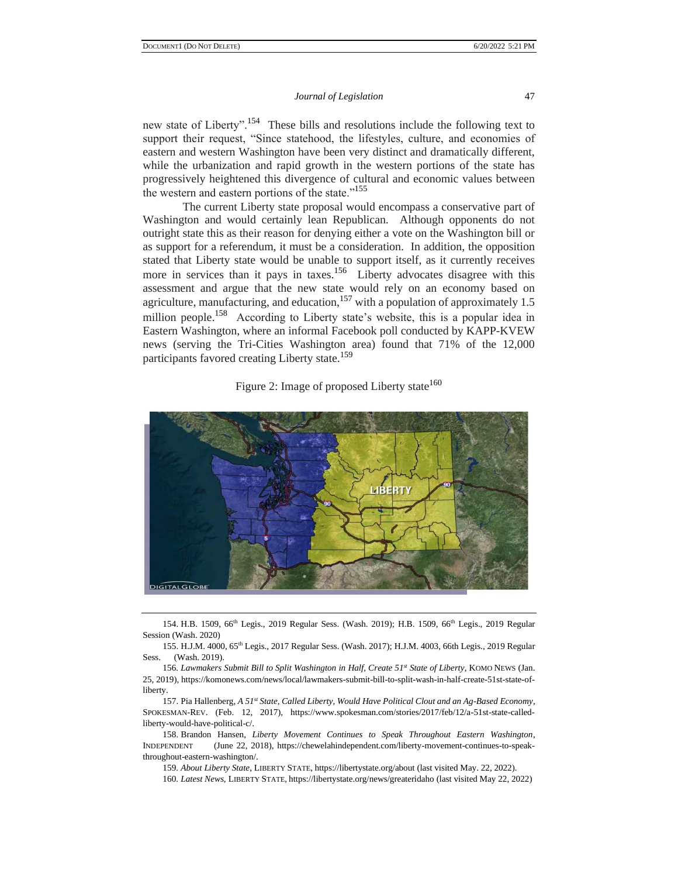new state of Liberty".[154] These bills and resolutions include the following text to support their request, "Since statehood, the lifestyles, culture, and economies of eastern and western Washington have been very distinct and dramatically different, while the urbanization and rapid growth in the western portions of the state has progressively heightened this divergence of cultural and economic values between the western and eastern portions of the state."[155]

The current Liberty state proposal would encompass a conservative part of Washington and would certainly lean Republican. Although opponents do not outright state this as their reason for denying either a vote on the Washington bill or as support for a referendum, it must be a consideration. In addition, the opposition stated that Liberty state would be unable to support itself, as it currently receives more in services than it pays in taxes.[156] Liberty advocates disagree with this assessment and argue that the new state would rely on an economy based on agriculture, manufacturing, and education,[157] with a population of approximately 1.5 million people.[158] According to Liberty state's website, this is a popular idea in Eastern Washington, where an informal Facebook poll conducted by KAPP-KVEW news (serving the Tri-Cities Washington area) found that 71% of the 12,000 participants favored creating Liberty state.[159]

Figure 2: Image of proposed Liberty state[160]

---

154. H.B. 1509, 66th Legis., 2019 Regular Sess. (Wash. 2019); H.B. 1509, 66th Legis., 2019 Regular Session (Wash. 2020)

155. H.J.M. 4000, 65th Legis., 2017 Regular Sess. (Wash. 2017); H.J.M. 4003, 66th Legis., 2019 Regular Sess. (Wash. 2019).

156. *Lawmakers Submit Bill to Split Washington in Half, Create 51st State of Liberty*, KOMO NEWS (Jan. 25, 2019), https://komonews.com/news/local/lawmakers-submit-bill-to-split-wash-in-half-create-51st-state-of-liberty.

157. Pia Hallenberg, *A 51st State, Called Liberty, Would Have Political Clout and an Ag-Based Economy*, SPOKESMAN-REV. (Feb. 12, 2017), https://www.spokesman.com/stories/2017/feb/12/a-51st-state-called-liberty-would-have-political-c/.

158. Brandon Hansen, *Liberty Movement Continues to Speak Throughout Eastern Washington*, INDEPENDENT (June 22, 2018), https://chewelahindependent.com/liberty-movement-continues-to-speak-throughout-eastern-washington/.

159. *About Liberty State*, LIBERTY STATE, https://libertystate.org/about (last visited May. 22, 2022).

160. *Latest News*, LIBERTY STATE, https://libertystate.org/news/greateridaho (last visited May 22, 2022)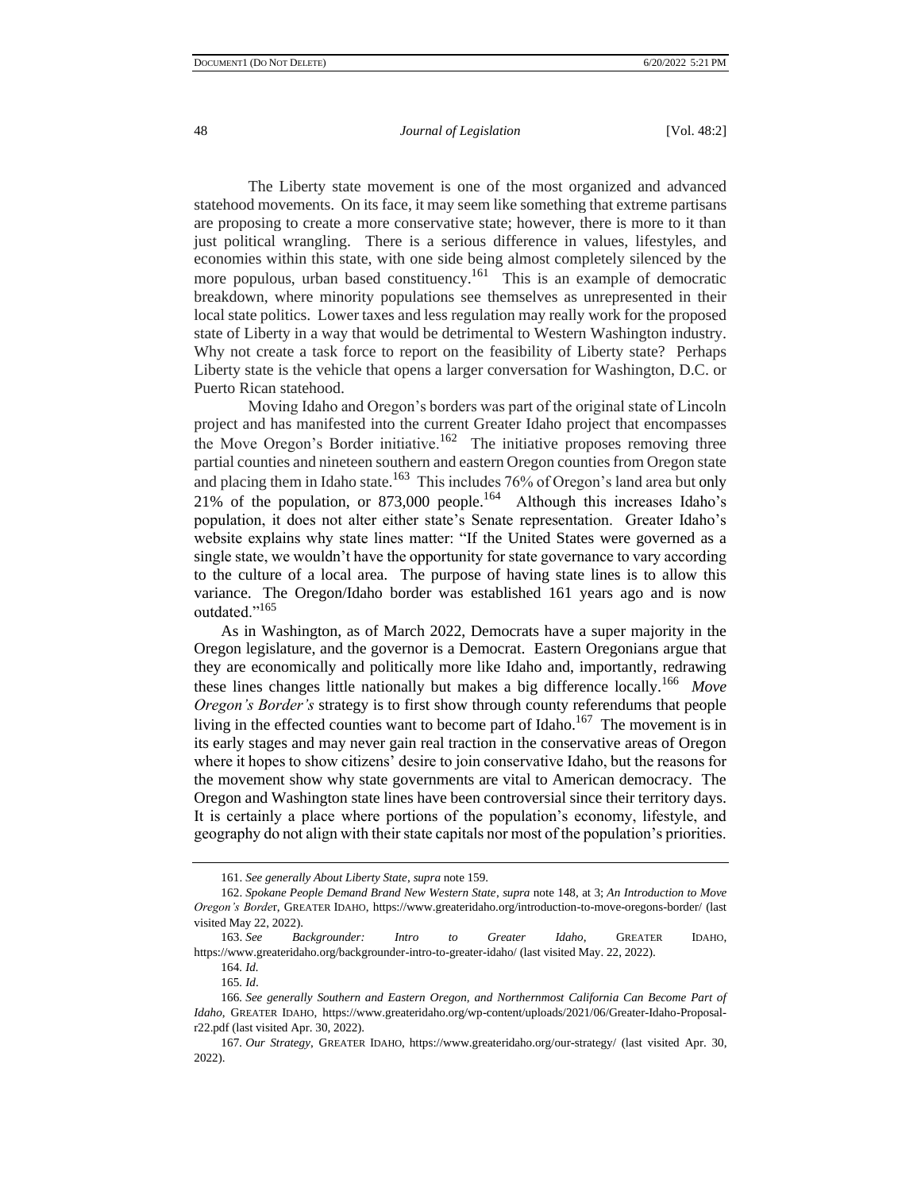The Liberty state movement is one of the most organized and advanced statehood movements. On its face, it may seem like something that extreme partisans are proposing to create a more conservative state; however, there is more to it than just political wrangling. There is a serious difference in values, lifestyles, and economies within this state, with one side being almost completely silenced by the more populous, urban based constituency.[161] This is an example of democratic breakdown, where minority populations see themselves as unrepresented in their local state politics. Lower taxes and less regulation may really work for the proposed state of Liberty in a way that would be detrimental to Western Washington industry. Why not create a task force to report on the feasibility of Liberty state? Perhaps Liberty state is the vehicle that opens a larger conversation for Washington, D.C. or Puerto Rican statehood.

Moving Idaho and Oregon's borders was part of the original state of Lincoln project and has manifested into the current Greater Idaho project that encompasses the Move Oregon's Border initiative.[162] The initiative proposes removing three partial counties and nineteen southern and eastern Oregon counties from Oregon state and placing them in Idaho state.[163] This includes 76% of Oregon's land area but only 21% of the population, or 873,000 people.[164] Although this increases Idaho's population, it does not alter either state's Senate representation. Greater Idaho's website explains why state lines matter: "If the United States were governed as a single state, we wouldn't have the opportunity for state governance to vary according to the culture of a local area. The purpose of having state lines is to allow this variance. The Oregon/Idaho border was established 161 years ago and is now outdated."[165]

As in Washington, as of March 2022, Democrats have a super majority in the Oregon legislature, and the governor is a Democrat. Eastern Oregonians argue that they are economically and politically more like Idaho and, importantly, redrawing these lines changes little nationally but makes a big difference locally.[166] *Move Oregon's Border's* strategy is to first show through county referendums that people living in the effected counties want to become part of Idaho.[167] The movement is in its early stages and may never gain real traction in the conservative areas of Oregon where it hopes to show citizens' desire to join conservative Idaho, but the reasons for the movement show why state governments are vital to American democracy. The Oregon and Washington state lines have been controversial since their territory days. It is certainly a place where portions of the population's economy, lifestyle, and geography do not align with their state capitals nor most of the population's priorities.

---

161. *See generally About Liberty State*, *supra* note 159.

162. *Spokane People Demand Brand New Western State*, *supra* note 148, at 3; *An Introduction to Move Oregon's Border*, GREATER IDAHO, https://www.greateridaho.org/introduction-to-move-oregons-border/ (last visited May 22, 2022).

163. *See Backgrounder: Intro to Greater Idaho*, GREATER IDAHO, https://www.greateridaho.org/backgrounder-intro-to-greater-idaho/ (last visited May. 22, 2022).

164. *Id.*

165. *Id*.

166. *See generally Southern and Eastern Oregon, and Northernmost California Can Become Part of Idaho*, GREATER IDAHO, https://www.greateridaho.org/wp-content/uploads/2021/06/Greater-Idaho-Proposal-r22.pdf (last visited Apr. 30, 2022).

167. *Our Strategy*, GREATER IDAHO, https://www.greateridaho.org/our-strategy/ (last visited Apr. 30, 2022).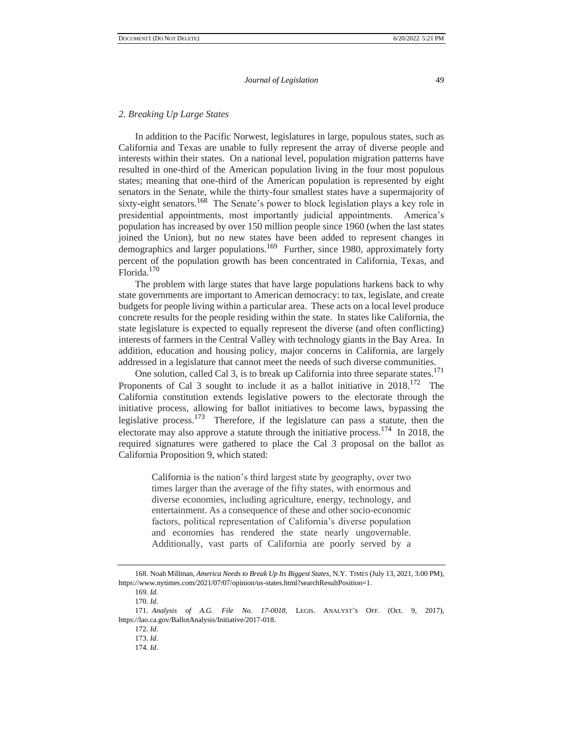*2. Breaking Up Large States*

In addition to the Pacific Norwest, legislatures in large, populous states, such as California and Texas are unable to fully represent the array of diverse people and interests within their states. On a national level, population migration patterns have resulted in one-third of the American population living in the four most populous states; meaning that one-third of the American population is represented by eight senators in the Senate, while the thirty-four smallest states have a supermajority of sixty-eight senators.[168] The Senate's power to block legislation plays a key role in presidential appointments, most importantly judicial appointments. America's population has increased by over 150 million people since 1960 (when the last states joined the Union), but no new states have been added to represent changes in demographics and larger populations.[169] Further, since 1980, approximately forty percent of the population growth has been concentrated in California, Texas, and Florida.[170]

The problem with large states that have large populations harkens back to why state governments are important to American democracy: to tax, legislate, and create budgets for people living within a particular area. These acts on a local level produce concrete results for the people residing within the state. In states like California, the state legislature is expected to equally represent the diverse (and often conflicting) interests of farmers in the Central Valley with technology giants in the Bay Area. In addition, education and housing policy, major concerns in California, are largely addressed in a legislature that cannot meet the needs of such diverse communities.

One solution, called Cal 3, is to break up California into three separate states.[171] Proponents of Cal 3 sought to include it as a ballot initiative in 2018.[172] The California constitution extends legislative powers to the electorate through the initiative process, allowing for ballot initiatives to become laws, bypassing the legislative process.[173] Therefore, if the legislature can pass a statute, then the electorate may also approve a statute through the initiative process.[174] In 2018, the required signatures were gathered to place the Cal 3 proposal on the ballot as California Proposition 9, which stated:

> California is the nation's third largest state by geography, over two times larger than the average of the fifty states, with enormous and diverse economies, including agriculture, energy, technology, and entertainment. As a consequence of these and other socio-economic factors, political representation of California's diverse population and economies has rendered the state nearly ungovernable. Additionally, vast parts of California are poorly served by a

168. Noah Millman, *America Needs to Break Up Its Biggest States*, N.Y. TIMES (July 13, 2021, 3:00 PM), https://www.nytimes.com/2021/07/07/opinion/us-states.html?searchResultPosition=1.

169. *Id.*

170. *Id*.

171. *Analysis of A.G. File No. 17-0018*, LEGIS. ANALYST'S OFF. (Oct. 9, 2017), https://lao.ca.gov/BallotAnalysis/Initiative/2017-018.

172. *Id*.

173. *Id*.

174. *Id*.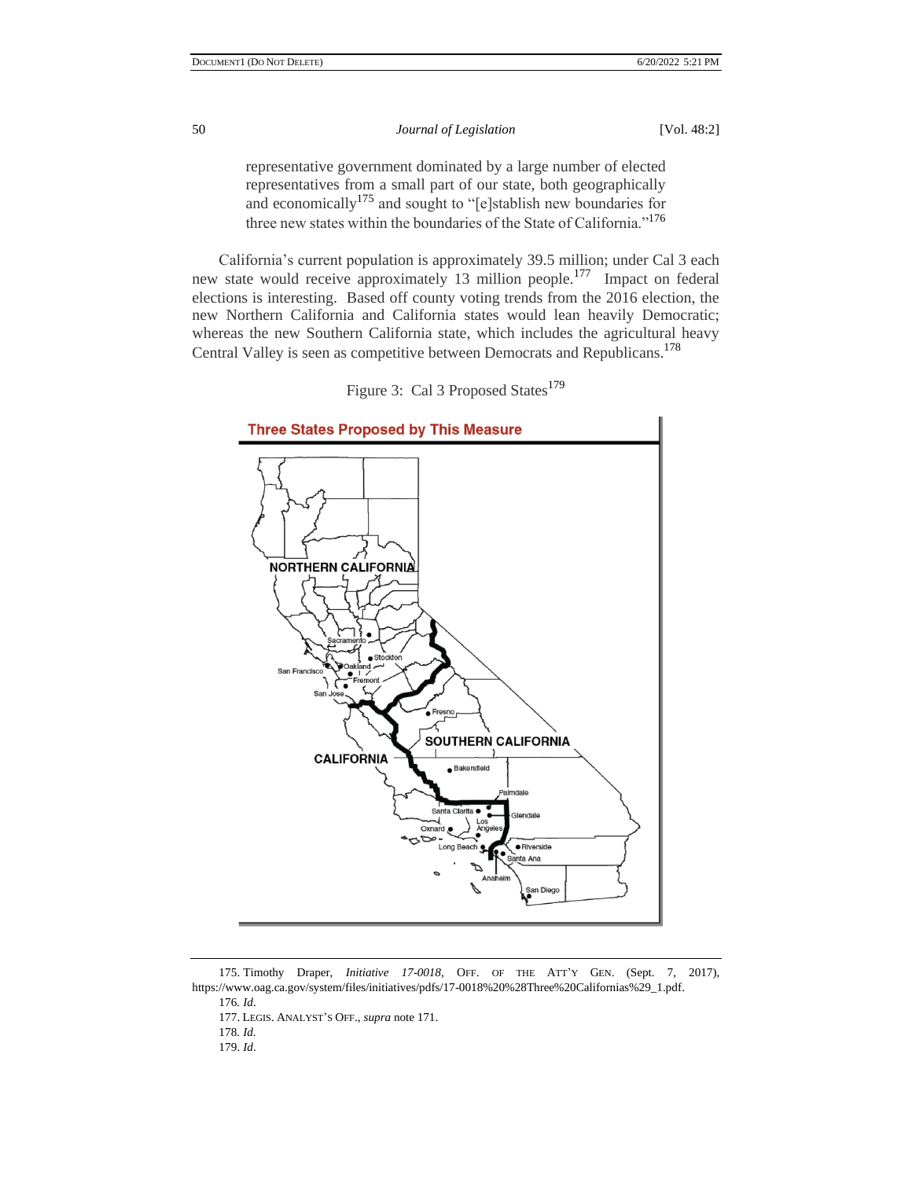representative government dominated by a large number of elected representatives from a small part of our state, both geographically and economically[175] and sought to "[e]stablish new boundaries for three new states within the boundaries of the State of California."[176]

California's current population is approximately 39.5 million; under Cal 3 each new state would receive approximately 13 million people.[177] Impact on federal elections is interesting. Based off county voting trends from the 2016 election, the new Northern California and California states would lean heavily Democratic; whereas the new Southern California state, which includes the agricultural heavy Central Valley is seen as competitive between Democrats and Republicans.[178]

Figure 3: Cal 3 Proposed States[179]

175. Timothy Draper, *Initiative 17-0018*, OFF. OF THE ATT'Y GEN. (Sept. 7, 2017), https://www.oag.ca.gov/system/files/initiatives/pdfs/17-0018%20%28Three%20Californias%29_1.pdf.

176. *Id*.

177. LEGIS. ANALYST'S OFF., *supra* note 171.

178. *Id.*

179. *Id*.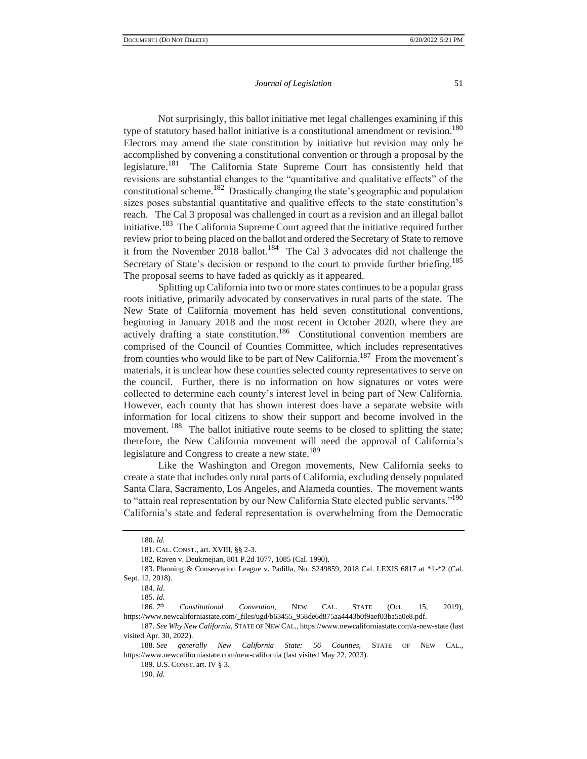Not surprisingly, this ballot initiative met legal challenges examining if this type of statutory based ballot initiative is a constitutional amendment or revision.[180] Electors may amend the state constitution by initiative but revision may only be accomplished by convening a constitutional convention or through a proposal by the legislature.[181] The California State Supreme Court has consistently held that revisions are substantial changes to the "quantitative and qualitative effects" of the constitutional scheme.[182] Drastically changing the state's geographic and population sizes poses substantial quantitative and qualitive effects to the state constitution's reach. The Cal 3 proposal was challenged in court as a revision and an illegal ballot initiative.[183] The California Supreme Court agreed that the initiative required further review prior to being placed on the ballot and ordered the Secretary of State to remove it from the November 2018 ballot.[184] The Cal 3 advocates did not challenge the Secretary of State's decision or respond to the court to provide further briefing.[185] The proposal seems to have faded as quickly as it appeared.

Splitting up California into two or more states continues to be a popular grass roots initiative, primarily advocated by conservatives in rural parts of the state. The New State of California movement has held seven constitutional conventions, beginning in January 2018 and the most recent in October 2020, where they are actively drafting a state constitution.[186] Constitutional convention members are comprised of the Council of Counties Committee, which includes representatives from counties who would like to be part of New California.[187] From the movement's materials, it is unclear how these counties selected county representatives to serve on the council. Further, there is no information on how signatures or votes were collected to determine each county's interest level in being part of New California. However, each county that has shown interest does have a separate website with information for local citizens to show their support and become involved in the movement.[188] The ballot initiative route seems to be closed to splitting the state; therefore, the New California movement will need the approval of California's legislature and Congress to create a new state.[189]

Like the Washington and Oregon movements, New California seeks to create a state that includes only rural parts of California, excluding densely populated Santa Clara, Sacramento, Los Angeles, and Alameda counties. The movement wants to "attain real representation by our New California State elected public servants."[190] California's state and federal representation is overwhelming from the Democratic

---

180. *Id.*

181. CAL. CONST., art. XVIII, §§ 2-3.

182. Raven v. Deukmejian, 801 P.2d 1077, 1085 (Cal. 1990).

183. Planning & Conservation League v. Padilla, No. S249859, 2018 Cal. LEXIS 6817 at *1-*2 (Cal. Sept. 12, 2018).

184. *Id*.

185. *Id.*

186. *7th Constitutional Convention*, NEW CAL. STATE (Oct. 15, 2019), https://www.newcaliforniastate.com/_files/ugd/b63455_958de6d875aa4443b0f9aef03ba5a0e8.pdf.

187. *See Why New California*, STATE OF NEW CAL., https://www.newcaliforniastate.com/a-new-state (last visited Apr. 30, 2022).

188. *See generally New California State: 56 Counties*, STATE OF NEW CAL., https://www.newcaliforniastate.com/new-california (last visited May 22, 2023).

189. U.S. CONST. art. IV § 3.

190. *Id.*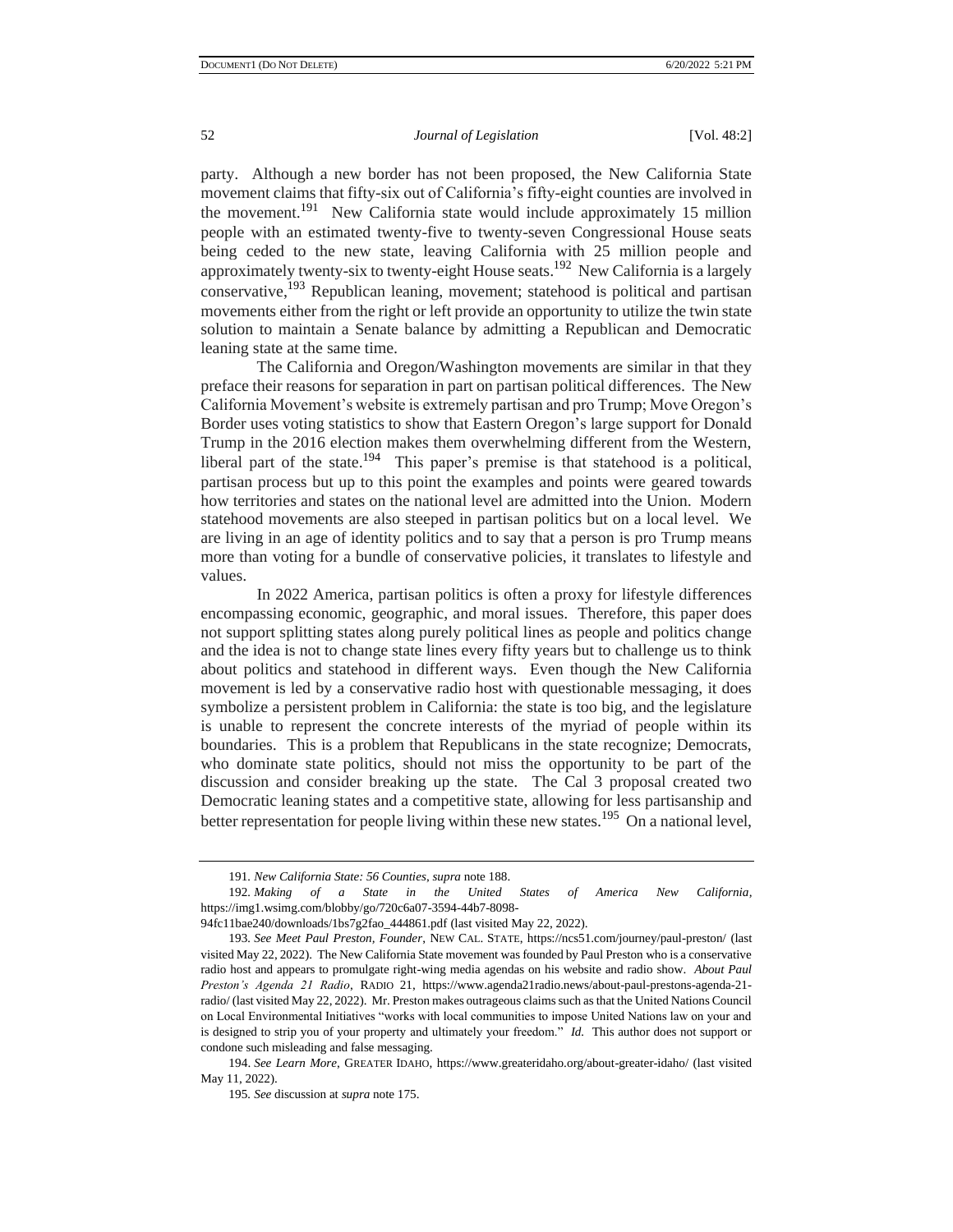party. Although a new border has not been proposed, the New California State movement claims that fifty-six out of California's fifty-eight counties are involved in the movement.[191] New California state would include approximately 15 million people with an estimated twenty-five to twenty-seven Congressional House seats being ceded to the new state, leaving California with 25 million people and approximately twenty-six to twenty-eight House seats.[192] New California is a largely conservative,[193] Republican leaning, movement; statehood is political and partisan movements either from the right or left provide an opportunity to utilize the twin state solution to maintain a Senate balance by admitting a Republican and Democratic leaning state at the same time.

The California and Oregon/Washington movements are similar in that they preface their reasons for separation in part on partisan political differences. The New California Movement's website is extremely partisan and pro Trump; Move Oregon's Border uses voting statistics to show that Eastern Oregon's large support for Donald Trump in the 2016 election makes them overwhelming different from the Western, liberal part of the state.[194] This paper's premise is that statehood is a political, partisan process but up to this point the examples and points were geared towards how territories and states on the national level are admitted into the Union. Modern statehood movements are also steeped in partisan politics but on a local level. We are living in an age of identity politics and to say that a person is pro Trump means more than voting for a bundle of conservative policies, it translates to lifestyle and values.

In 2022 America, partisan politics is often a proxy for lifestyle differences encompassing economic, geographic, and moral issues. Therefore, this paper does not support splitting states along purely political lines as people and politics change and the idea is not to change state lines every fifty years but to challenge us to think about politics and statehood in different ways. Even though the New California movement is led by a conservative radio host with questionable messaging, it does symbolize a persistent problem in California: the state is too big, and the legislature is unable to represent the concrete interests of the myriad of people within its boundaries. This is a problem that Republicans in the state recognize; Democrats, who dominate state politics, should not miss the opportunity to be part of the discussion and consider breaking up the state. The Cal 3 proposal created two Democratic leaning states and a competitive state, allowing for less partisanship and better representation for people living within these new states.[195] On a national level,

---

191. *New California State: 56 Counties*, *supra* note 188.

192. *Making of a State in the United States of America New California*, https://img1.wsimg.com/blobby/go/720c6a07-3594-44b7-8098-94fc11bae240/downloads/1bs7g2fao_444861.pdf (last visited May 22, 2022).

193. *See Meet Paul Preston, Founder*, NEW CAL. STATE, https://ncs51.com/journey/paul-preston/ (last visited May 22, 2022). The New California State movement was founded by Paul Preston who is a conservative radio host and appears to promulgate right-wing media agendas on his website and radio show. *About Paul Preston's Agenda 21 Radio*, RADIO 21, https://www.agenda21radio.news/about-paul-prestons-agenda-21-radio/ (last visited May 22, 2022). Mr. Preston makes outrageous claims such as that the United Nations Council on Local Environmental Initiatives "works with local communities to impose United Nations law on your and is designed to strip you of your property and ultimately your freedom." *Id.* This author does not support or condone such misleading and false messaging.

194. *See Learn More*, GREATER IDAHO, https://www.greateridaho.org/about-greater-idaho/ (last visited May 11, 2022).

195. *See* discussion at *supra* note 175.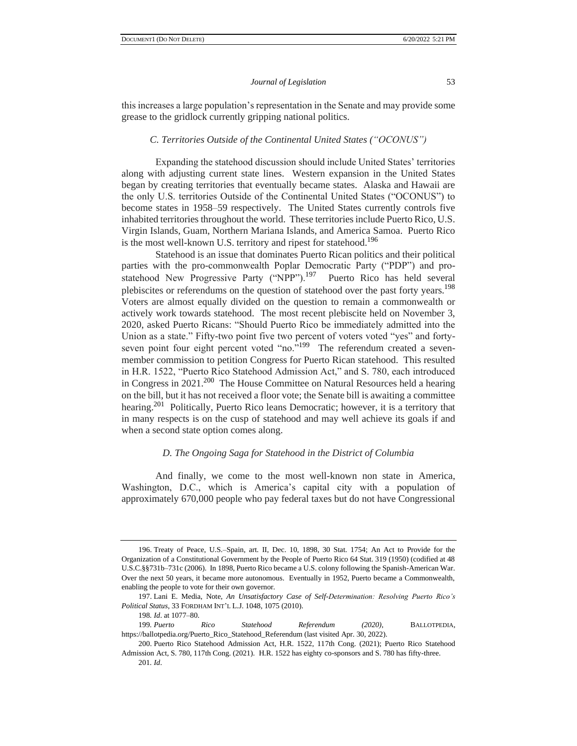this increases a large population's representation in the Senate and may provide some grease to the gridlock currently gripping national politics.

### *C. Territories Outside of the Continental United States ("OCONUS")*

Expanding the statehood discussion should include United States' territories along with adjusting current state lines. Western expansion in the United States began by creating territories that eventually became states. Alaska and Hawaii are the only U.S. territories Outside of the Continental United States ("OCONUS") to become states in 1958–59 respectively. The United States currently controls five inhabited territories throughout the world. These territories include Puerto Rico, U.S. Virgin Islands, Guam, Northern Mariana Islands, and America Samoa. Puerto Rico is the most well-known U.S. territory and ripest for statehood.[196]

Statehood is an issue that dominates Puerto Rican politics and their political parties with the pro-commonwealth Poplar Democratic Party ("PDP") and pro-statehood New Progressive Party ("NPP").[197] Puerto Rico has held several plebiscites or referendums on the question of statehood over the past forty years.[198] Voters are almost equally divided on the question to remain a commonwealth or actively work towards statehood. The most recent plebiscite held on November 3, 2020, asked Puerto Ricans: "Should Puerto Rico be immediately admitted into the Union as a state." Fifty-two point five two percent of voters voted "yes" and forty-seven point four eight percent voted "no."[199] The referendum created a seven-member commission to petition Congress for Puerto Rican statehood. This resulted in H.R. 1522, "Puerto Rico Statehood Admission Act," and S. 780, each introduced in Congress in 2021.[200] The House Committee on Natural Resources held a hearing on the bill, but it has not received a floor vote; the Senate bill is awaiting a committee hearing.[201] Politically, Puerto Rico leans Democratic; however, it is a territory that in many respects is on the cusp of statehood and may well achieve its goals if and when a second state option comes along.

### *D. The Ongoing Saga for Statehood in the District of Columbia*

And finally, we come to the most well-known non state in America, Washington, D.C., which is America's capital city with a population of approximately 670,000 people who pay federal taxes but do not have Congressional

---

196. Treaty of Peace, U.S.–Spain, art. II, Dec. 10, 1898, 30 Stat. 1754; An Act to Provide for the Organization of a Constitutional Government by the People of Puerto Rico 64 Stat. 319 (1950) (codified at 48 U.S.C.§§731b–731c (2006). In 1898, Puerto Rico became a U.S. colony following the Spanish-American War. Over the next 50 years, it became more autonomous. Eventually in 1952, Puerto became a Commonwealth, enabling the people to vote for their own governor.

197. Lani E. Media, Note, *An Unsatisfactory Case of Self-Determination: Resolving Puerto Rico's Political Status*, 33 FORDHAM INT'L L.J. 1048, 1075 (2010).

198. *Id*. at 1077–80.

199. *Puerto Rico Statehood Referendum (2020)*, BALLOTPEDIA, https://ballotpedia.org/Puerto_Rico_Statehood_Referendum (last visited Apr. 30, 2022).

200. Puerto Rico Statehood Admission Act, H.R. 1522, 117th Cong. (2021); Puerto Rico Statehood Admission Act, S. 780, 117th Cong. (2021). H.R. 1522 has eighty co-sponsors and S. 780 has fifty-three.

201. *Id*.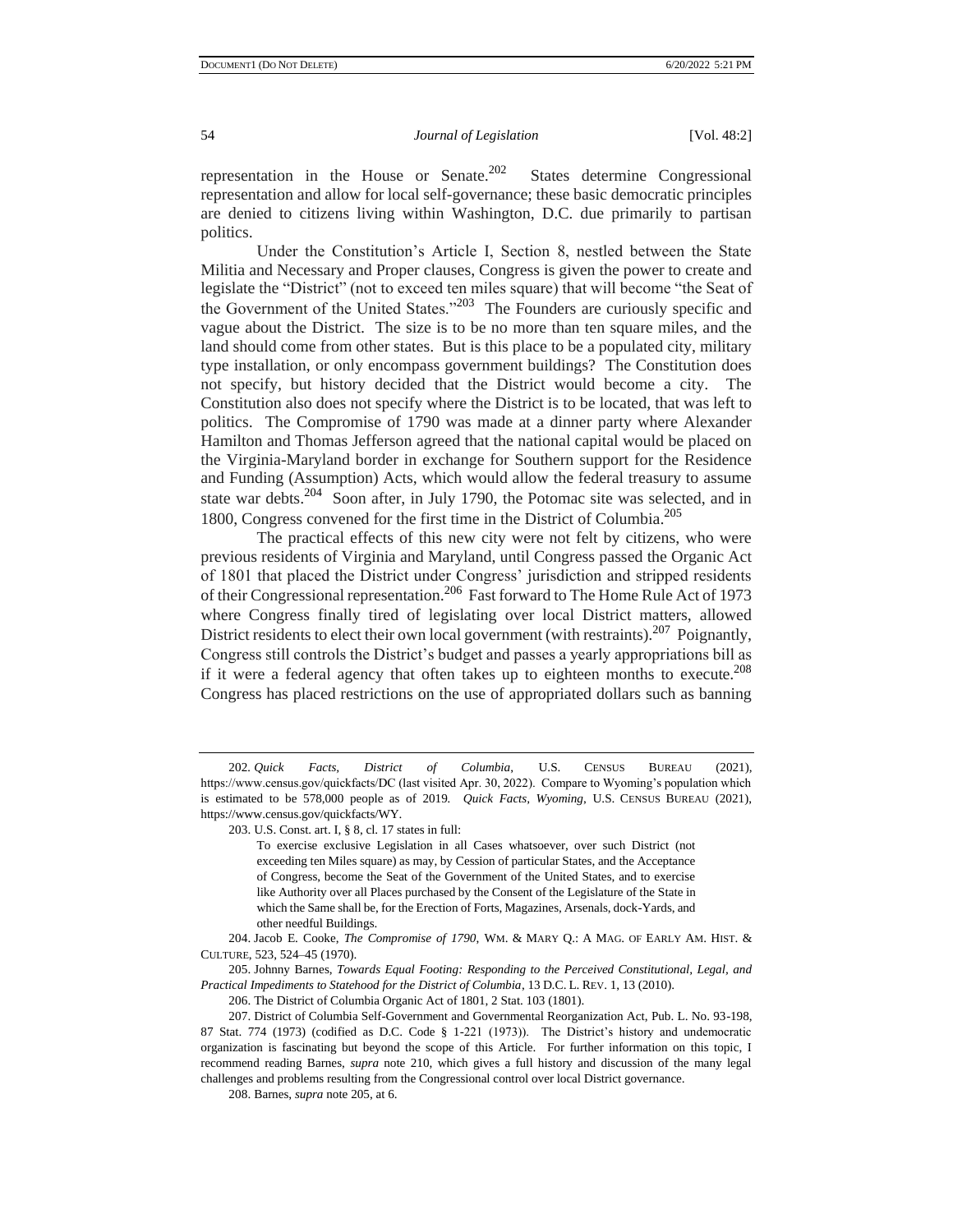representation in the House or Senate.[202] States determine Congressional representation and allow for local self-governance; these basic democratic principles are denied to citizens living within Washington, D.C. due primarily to partisan politics.

Under the Constitution's Article I, Section 8, nestled between the State Militia and Necessary and Proper clauses, Congress is given the power to create and legislate the "District" (not to exceed ten miles square) that will become "the Seat of the Government of the United States."[203] The Founders are curiously specific and vague about the District. The size is to be no more than ten square miles, and the land should come from other states. But is this place to be a populated city, military type installation, or only encompass government buildings? The Constitution does not specify, but history decided that the District would become a city. The Constitution also does not specify where the District is to be located, that was left to politics. The Compromise of 1790 was made at a dinner party where Alexander Hamilton and Thomas Jefferson agreed that the national capital would be placed on the Virginia-Maryland border in exchange for Southern support for the Residence and Funding (Assumption) Acts, which would allow the federal treasury to assume state war debts.[204] Soon after, in July 1790, the Potomac site was selected, and in 1800, Congress convened for the first time in the District of Columbia.[205]

The practical effects of this new city were not felt by citizens, who were previous residents of Virginia and Maryland, until Congress passed the Organic Act of 1801 that placed the District under Congress' jurisdiction and stripped residents of their Congressional representation.[206] Fast forward to The Home Rule Act of 1973 where Congress finally tired of legislating over local District matters, allowed District residents to elect their own local government (with restraints).[207] Poignantly, Congress still controls the District's budget and passes a yearly appropriations bill as if it were a federal agency that often takes up to eighteen months to execute.[208] Congress has placed restrictions on the use of appropriated dollars such as banning

---

202. *Quick Facts, District of Columbia*, U.S. CENSUS BUREAU (2021), https://www.census.gov/quickfacts/DC (last visited Apr. 30, 2022). Compare to Wyoming's population which is estimated to be 578,000 people as of 2019. *Quick Facts, Wyoming*, U.S. CENSUS BUREAU (2021), https://www.census.gov/quickfacts/WY.

203. U.S. Const. art. I, § 8, cl. 17 states in full:

> To exercise exclusive Legislation in all Cases whatsoever, over such District (not exceeding ten Miles square) as may, by Cession of particular States, and the Acceptance of Congress, become the Seat of the Government of the United States, and to exercise like Authority over all Places purchased by the Consent of the Legislature of the State in which the Same shall be, for the Erection of Forts, Magazines, Arsenals, dock-Yards, and other needful Buildings.

204. Jacob E. Cooke, *The Compromise of 1790*, WM. & MARY Q.: A MAG. OF EARLY AM. HIST. & CULTURE, 523, 524–45 (1970).

205. Johnny Barnes, *Towards Equal Footing: Responding to the Perceived Constitutional, Legal, and Practical Impediments to Statehood for the District of Columbia*, 13 D.C. L. REV. 1, 13 (2010).

206. The District of Columbia Organic Act of 1801, 2 Stat. 103 (1801).

207. District of Columbia Self-Government and Governmental Reorganization Act, Pub. L. No. 93-198, 87 Stat. 774 (1973) (codified as D.C. Code § 1-221 (1973)). The District's history and undemocratic organization is fascinating but beyond the scope of this Article. For further information on this topic, I recommend reading Barnes, *supra* note 210, which gives a full history and discussion of the many legal challenges and problems resulting from the Congressional control over local District governance.

208. Barnes, *supra* note 205, at 6.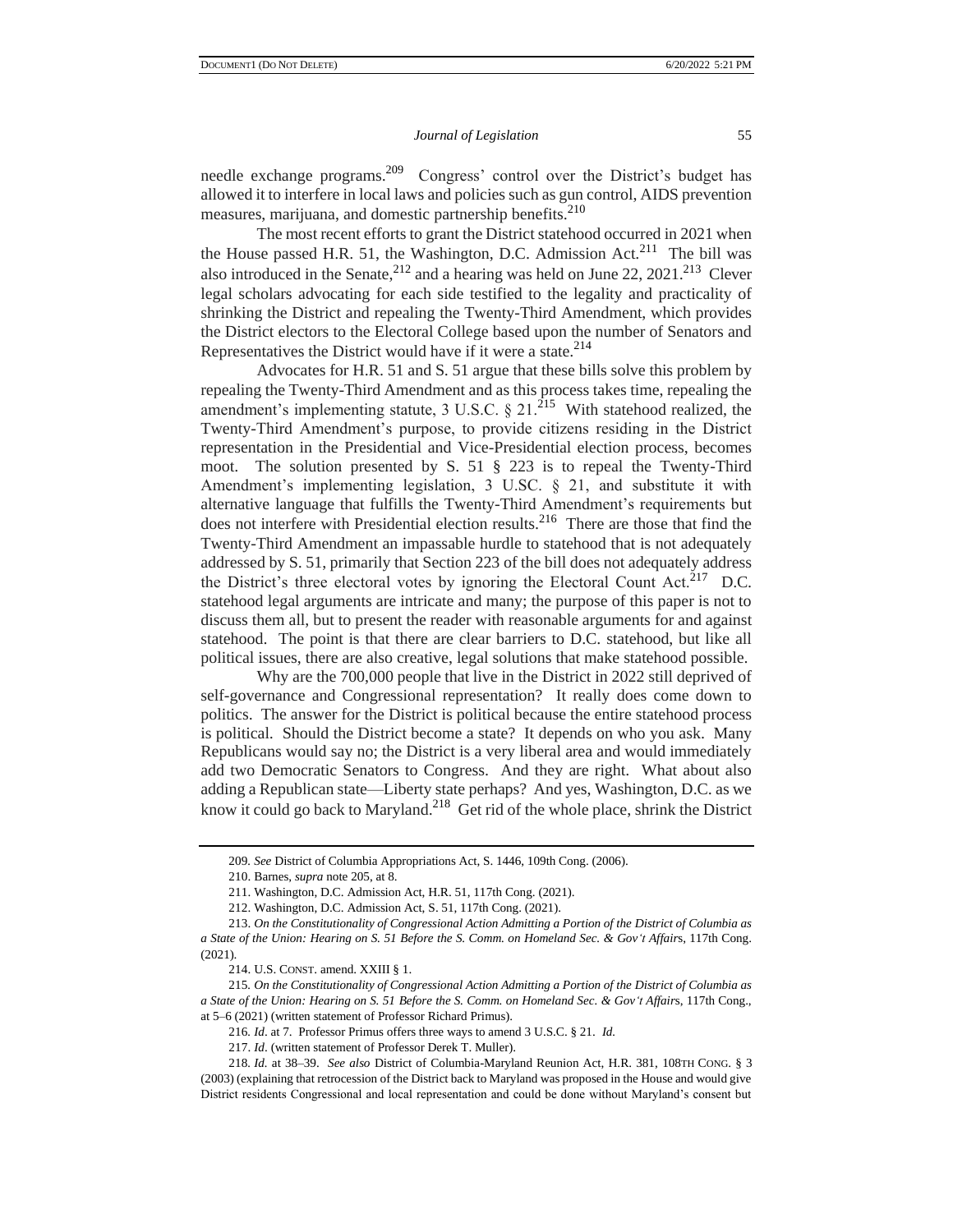needle exchange programs.[209] Congress' control over the District's budget has allowed it to interfere in local laws and policies such as gun control, AIDS prevention measures, marijuana, and domestic partnership benefits.[210]

The most recent efforts to grant the District statehood occurred in 2021 when the House passed H.R. 51, the Washington, D.C. Admission Act.[211] The bill was also introduced in the Senate,[212] and a hearing was held on June 22, 2021.[213] Clever legal scholars advocating for each side testified to the legality and practicality of shrinking the District and repealing the Twenty-Third Amendment, which provides the District electors to the Electoral College based upon the number of Senators and Representatives the District would have if it were a state.[214]

Advocates for H.R. 51 and S. 51 argue that these bills solve this problem by repealing the Twenty-Third Amendment and as this process takes time, repealing the amendment's implementing statute, 3 U.S.C. § 21.[215] With statehood realized, the Twenty-Third Amendment's purpose, to provide citizens residing in the District representation in the Presidential and Vice-Presidential election process, becomes moot. The solution presented by S. 51 § 223 is to repeal the Twenty-Third Amendment's implementing legislation, 3 U.SC. § 21, and substitute it with alternative language that fulfills the Twenty-Third Amendment's requirements but does not interfere with Presidential election results.[216] There are those that find the Twenty-Third Amendment an impassable hurdle to statehood that is not adequately addressed by S. 51, primarily that Section 223 of the bill does not adequately address the District's three electoral votes by ignoring the Electoral Count Act.[217] D.C. statehood legal arguments are intricate and many; the purpose of this paper is not to discuss them all, but to present the reader with reasonable arguments for and against statehood. The point is that there are clear barriers to D.C. statehood, but like all political issues, there are also creative, legal solutions that make statehood possible.

Why are the 700,000 people that live in the District in 2022 still deprived of self-governance and Congressional representation? It really does come down to politics. The answer for the District is political because the entire statehood process is political. Should the District become a state? It depends on who you ask. Many Republicans would say no; the District is a very liberal area and would immediately add two Democratic Senators to Congress. And they are right. What about also adding a Republican state—Liberty state perhaps? And yes, Washington, D.C. as we know it could go back to Maryland.[218] Get rid of the whole place, shrink the District

---

209. *See* District of Columbia Appropriations Act, S. 1446, 109th Cong. (2006).

210. Barnes, *supra* note 205, at 8.

211. Washington, D.C. Admission Act, H.R. 51, 117th Cong. (2021).

212. Washington, D.C. Admission Act, S. 51, 117th Cong. (2021).

213. *On the Constitutionality of Congressional Action Admitting a Portion of the District of Columbia as a State of the Union: Hearing on S. 51 Before the S. Comm. on Homeland Sec. & Gov't Affairs*, 117th Cong. (2021).

214. U.S. CONST. amend. XXIII § 1.

215. *On the Constitutionality of Congressional Action Admitting a Portion of the District of Columbia as a State of the Union: Hearing on S. 51 Before the S. Comm. on Homeland Sec. & Gov't Affairs*, 117th Cong., at 5–6 (2021) (written statement of Professor Richard Primus).

216. *Id*. at 7. Professor Primus offers three ways to amend 3 U.S.C. § 21. *Id.*

217. *Id*. (written statement of Professor Derek T. Muller).

218. *Id.* at 38–39. *See also* District of Columbia-Maryland Reunion Act, H.R. 381, 108TH CONG. § 3 (2003) (explaining that retrocession of the District back to Maryland was proposed in the House and would give District residents Congressional and local representation and could be done without Maryland's consent but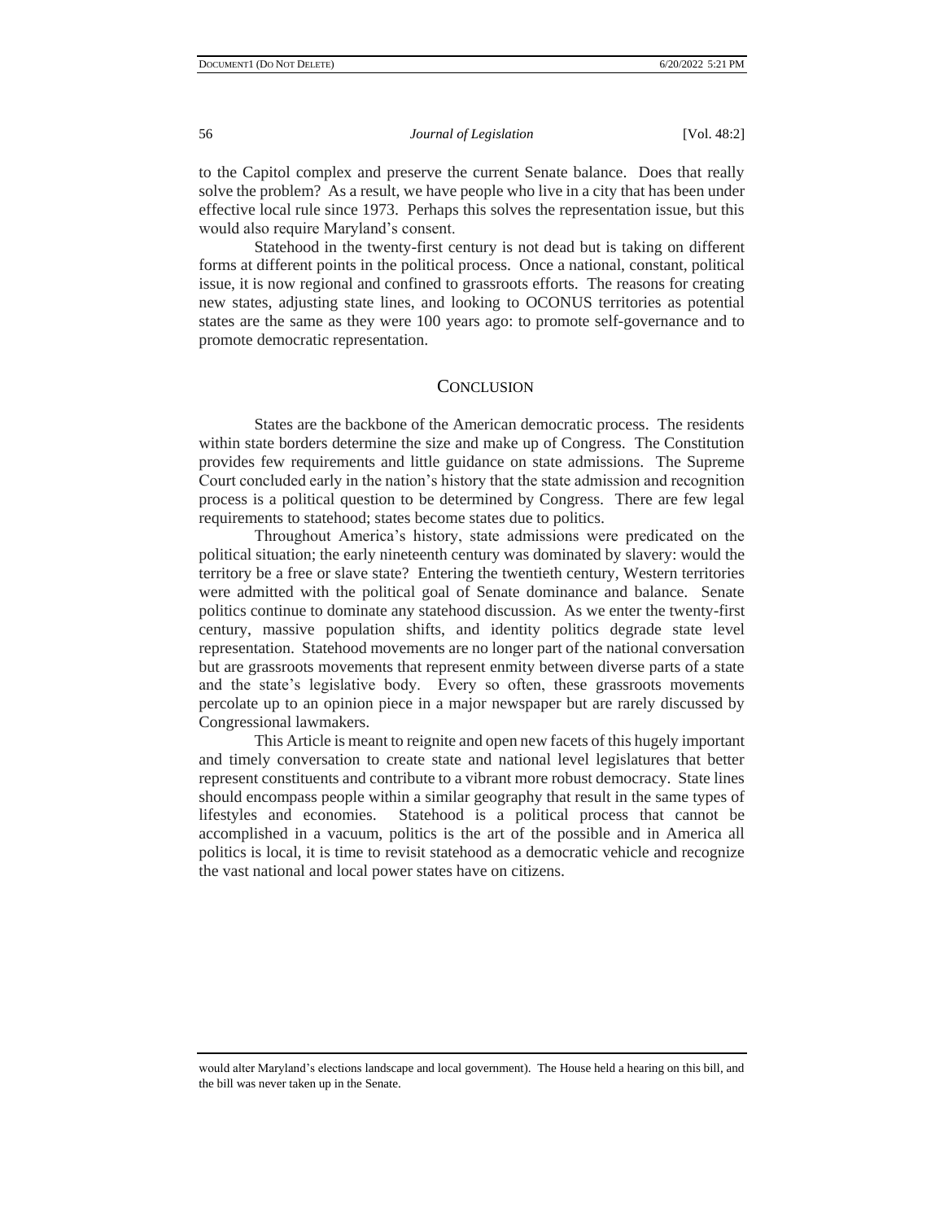to the Capitol complex and preserve the current Senate balance. Does that really solve the problem? As a result, we have people who live in a city that has been under effective local rule since 1973. Perhaps this solves the representation issue, but this would also require Maryland's consent.

Statehood in the twenty-first century is not dead but is taking on different forms at different points in the political process. Once a national, constant, political issue, it is now regional and confined to grassroots efforts. The reasons for creating new states, adjusting state lines, and looking to OCONUS territories as potential states are the same as they were 100 years ago: to promote self-governance and to promote democratic representation.

## CONCLUSION

States are the backbone of the American democratic process. The residents within state borders determine the size and make up of Congress. The Constitution provides few requirements and little guidance on state admissions. The Supreme Court concluded early in the nation's history that the state admission and recognition process is a political question to be determined by Congress. There are few legal requirements to statehood; states become states due to politics.

Throughout America's history, state admissions were predicated on the political situation; the early nineteenth century was dominated by slavery: would the territory be a free or slave state? Entering the twentieth century, Western territories were admitted with the political goal of Senate dominance and balance. Senate politics continue to dominate any statehood discussion. As we enter the twenty-first century, massive population shifts, and identity politics degrade state level representation. Statehood movements are no longer part of the national conversation but are grassroots movements that represent enmity between diverse parts of a state and the state's legislative body. Every so often, these grassroots movements percolate up to an opinion piece in a major newspaper but are rarely discussed by Congressional lawmakers.

This Article is meant to reignite and open new facets of this hugely important and timely conversation to create state and national level legislatures that better represent constituents and contribute to a vibrant more robust democracy. State lines should encompass people within a similar geography that result in the same types of lifestyles and economies. Statehood is a political process that cannot be accomplished in a vacuum, politics is the art of the possible and in America all politics is local, it is time to revisit statehood as a democratic vehicle and recognize the vast national and local power states have on citizens.

would alter Maryland's elections landscape and local government). The House held a hearing on this bill, and the bill was never taken up in the Senate.